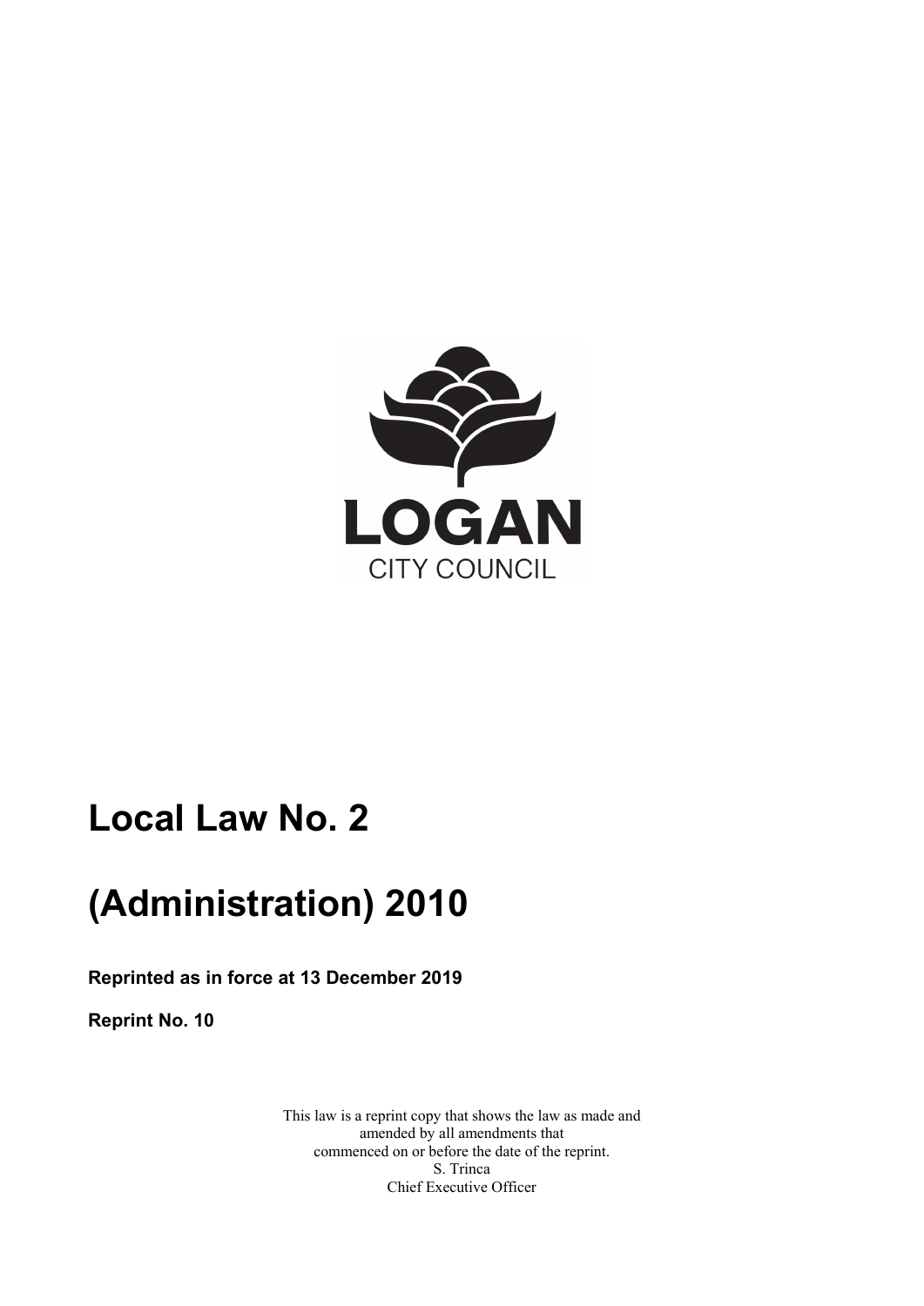LOGAN

CITY COUNCIL

# Local Law No. 2

# (Administration) 2010

**Reprinted as in force at 13 December 2019**

**Reprint No. 10**

This law is a reprint copy that shows the law as made and amended by all amendments that commenced on or before the date of the reprint.
S. Trinca
Chief Executive Officer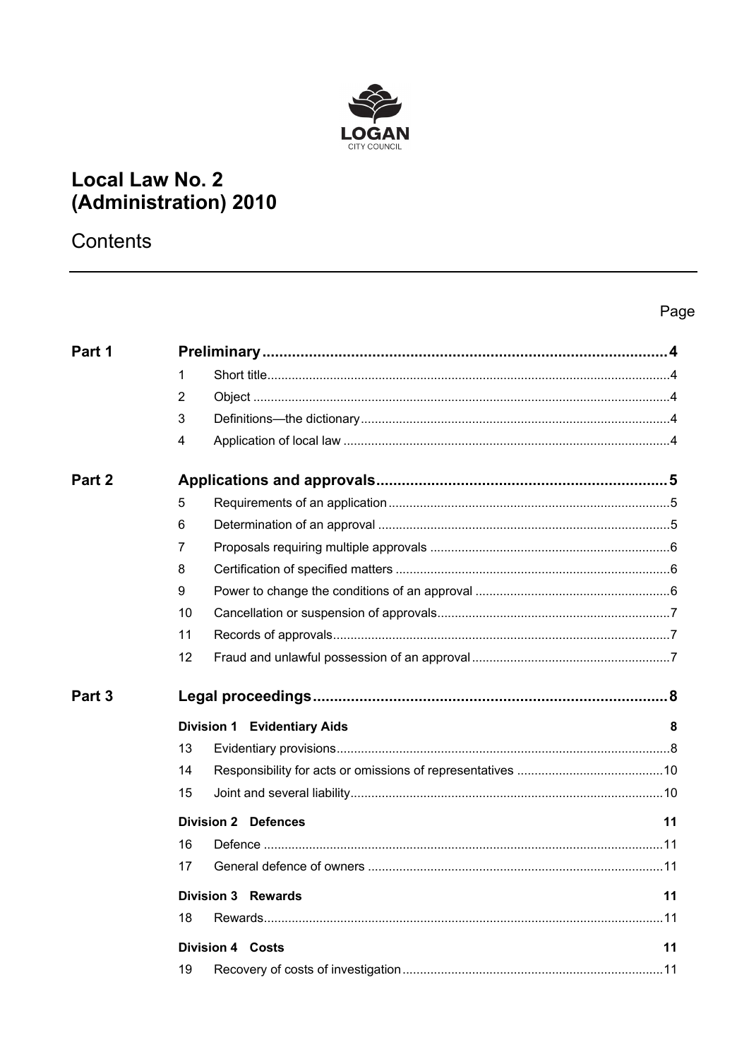LOGAN CITY COUNCIL

# Local Law No. 2 (Administration) 2010

## Contents

| | | | Page |
|---|---|---|---|
| **Part 1** | | **Preliminary** | **4** |
| | 1 | Short title | 4 |
| | 2 | Object | 4 |
| | 3 | Definitions—the dictionary | 4 |
| | 4 | Application of local law | 4 |
| **Part 2** | | **Applications and approvals** | **5** |
| | 5 | Requirements of an application | 5 |
| | 6 | Determination of an approval | 5 |
| | 7 | Proposals requiring multiple approvals | 6 |
| | 8 | Certification of specified matters | 6 |
| | 9 | Power to change the conditions of an approval | 6 |
| | 10 | Cancellation or suspension of approvals | 7 |
| | 11 | Records of approvals | 7 |
| | 12 | Fraud and unlawful possession of an approval | 7 |
| **Part 3** | | **Legal proceedings** | **8** |
| | | **Division 1 Evidentiary Aids** | **8** |
| | 13 | Evidentiary provisions | 8 |
| | 14 | Responsibility for acts or omissions of representatives | 10 |
| | 15 | Joint and several liability | 10 |
| | | **Division 2 Defences** | **11** |
| | 16 | Defence | 11 |
| | 17 | General defence of owners | 11 |
| | | **Division 3 Rewards** | **11** |
| | 18 | Rewards | 11 |
| | | **Division 4 Costs** | **11** |
| | 19 | Recovery of costs of investigation | 11 |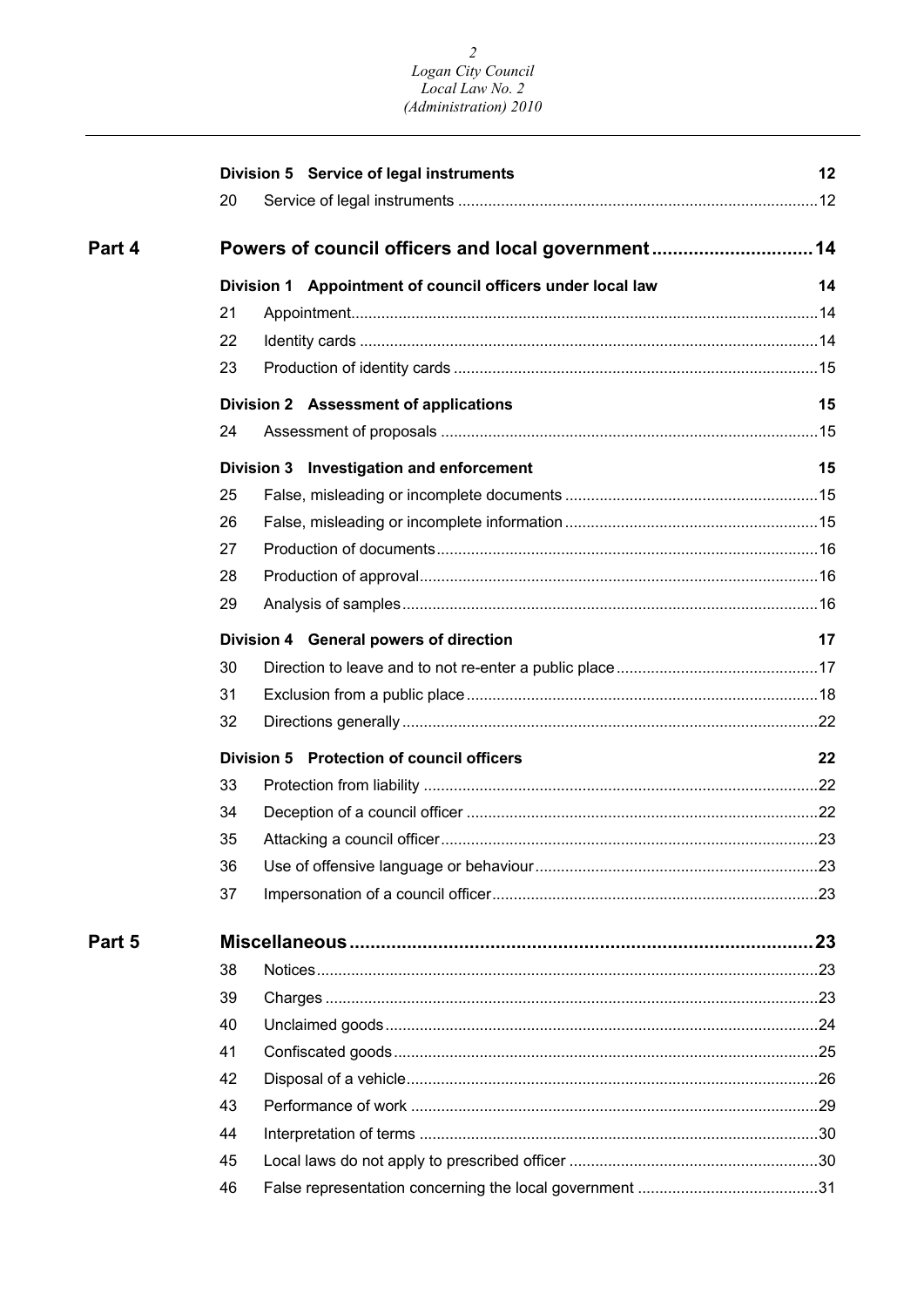| | | | |
|---|---|---|---|
| | **Division 5 Service of legal instruments** | | **12** |
| | 20 | Service of legal instruments | 12 |
| **Part 4** | **Powers of council officers and local government** | | **14** |
| | **Division 1 Appointment of council officers under local law** | | **14** |
| | 21 | Appointment | 14 |
| | 22 | Identity cards | 14 |
| | 23 | Production of identity cards | 15 |
| | **Division 2 Assessment of applications** | | **15** |
| | 24 | Assessment of proposals | 15 |
| | **Division 3 Investigation and enforcement** | | **15** |
| | 25 | False, misleading or incomplete documents | 15 |
| | 26 | False, misleading or incomplete information | 15 |
| | 27 | Production of documents | 16 |
| | 28 | Production of approval | 16 |
| | 29 | Analysis of samples | 16 |
| | **Division 4 General powers of direction** | | **17** |
| | 30 | Direction to leave and to not re-enter a public place | 17 |
| | 31 | Exclusion from a public place | 18 |
| | 32 | Directions generally | 22 |
| | **Division 5 Protection of council officers** | | **22** |
| | 33 | Protection from liability | 22 |
| | 34 | Deception of a council officer | 22 |
| | 35 | Attacking a council officer | 23 |
| | 36 | Use of offensive language or behaviour | 23 |
| | 37 | Impersonation of a council officer | 23 |
| **Part 5** | **Miscellaneous** | | **23** |
| | 38 | Notices | 23 |
| | 39 | Charges | 23 |
| | 40 | Unclaimed goods | 24 |
| | 41 | Confiscated goods | 25 |
| | 42 | Disposal of a vehicle | 26 |
| | 43 | Performance of work | 29 |
| | 44 | Interpretation of terms | 30 |
| | 45 | Local laws do not apply to prescribed officer | 30 |
| | 46 | False representation concerning the local government | 31 |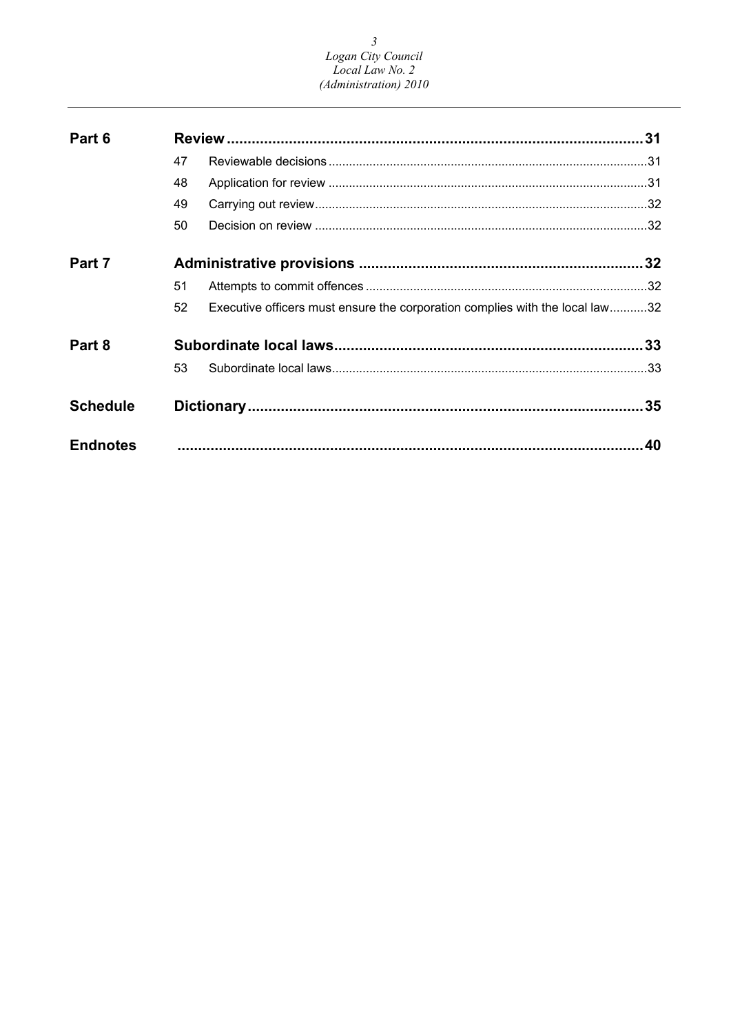| | | | |
|---|---|---|---|
| **Part 6** | **Review** | | **31** |
| | 47 | Reviewable decisions | 31 |
| | 48 | Application for review | 31 |
| | 49 | Carrying out review | 32 |
| | 50 | Decision on review | 32 |
| **Part 7** | **Administrative provisions** | | **32** |
| | 51 | Attempts to commit offences | 32 |
| | 52 | Executive officers must ensure the corporation complies with the local law | 32 |
| **Part 8** | **Subordinate local laws** | | **33** |
| | 53 | Subordinate local laws | 33 |
| **Schedule** | **Dictionary** | | **35** |
| **Endnotes** | | | **40** |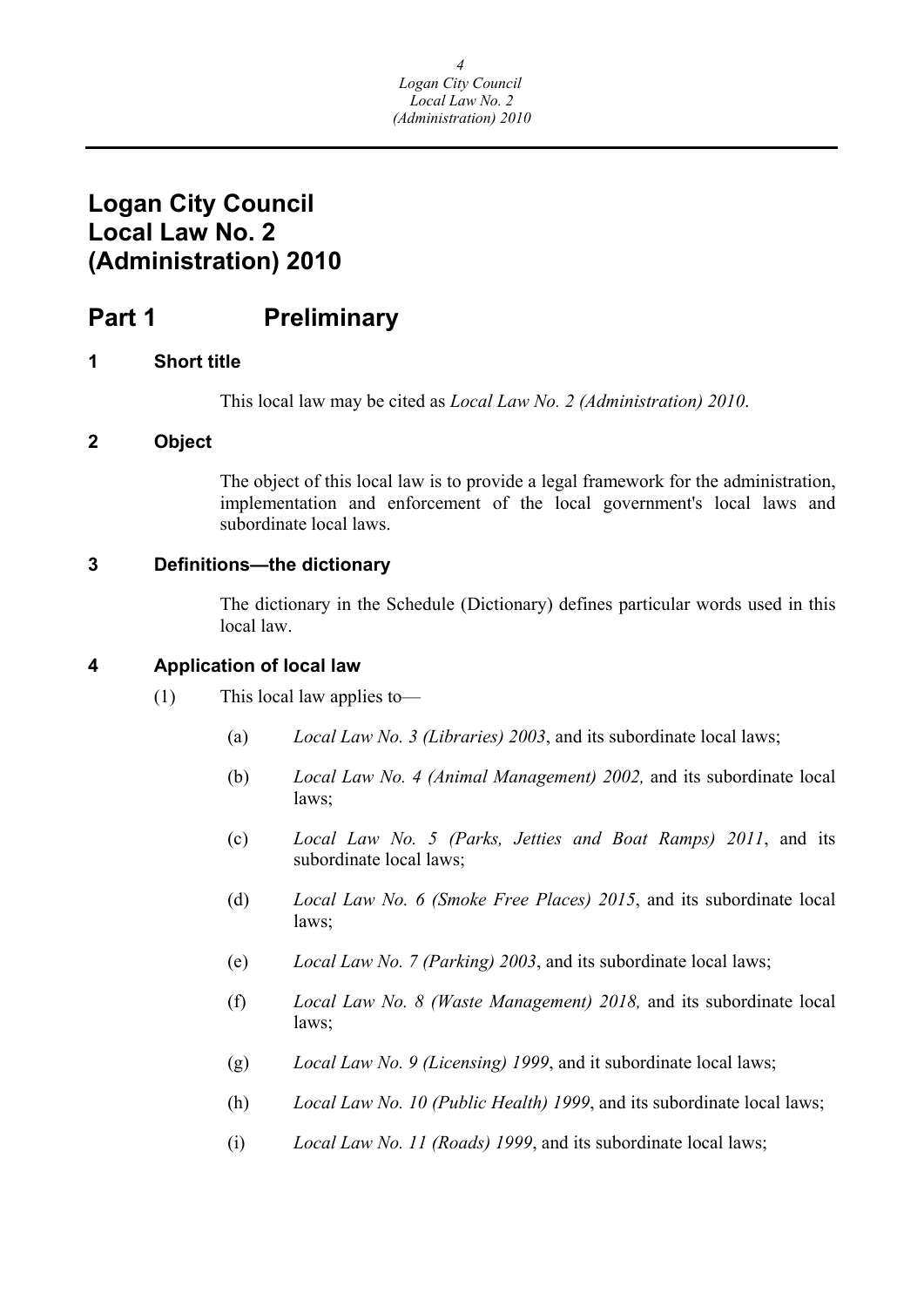# Logan City Council Local Law No. 2 (Administration) 2010

## Part 1 Preliminary

### 1 Short title

This local law may be cited as *Local Law No. 2 (Administration) 2010*.

### 2 Object

The object of this local law is to provide a legal framework for the administration, implementation and enforcement of the local government's local laws and subordinate local laws.

### 3 Definitions—the dictionary

The dictionary in the Schedule (Dictionary) defines particular words used in this local law.

### 4 Application of local law

(1) This local law applies to—

(a) *Local Law No. 3 (Libraries) 2003*, and its subordinate local laws;

(b) *Local Law No. 4 (Animal Management) 2002,* and its subordinate local laws;

(c) *Local Law No. 5 (Parks, Jetties and Boat Ramps) 2011*, and its subordinate local laws;

(d) *Local Law No. 6 (Smoke Free Places) 2015*, and its subordinate local laws;

(e) *Local Law No. 7 (Parking) 2003*, and its subordinate local laws;

(f) *Local Law No. 8 (Waste Management) 2018,* and its subordinate local laws;

(g) *Local Law No. 9 (Licensing) 1999*, and it subordinate local laws;

(h) *Local Law No. 10 (Public Health) 1999*, and its subordinate local laws;

(i) *Local Law No. 11 (Roads) 1999*, and its subordinate local laws;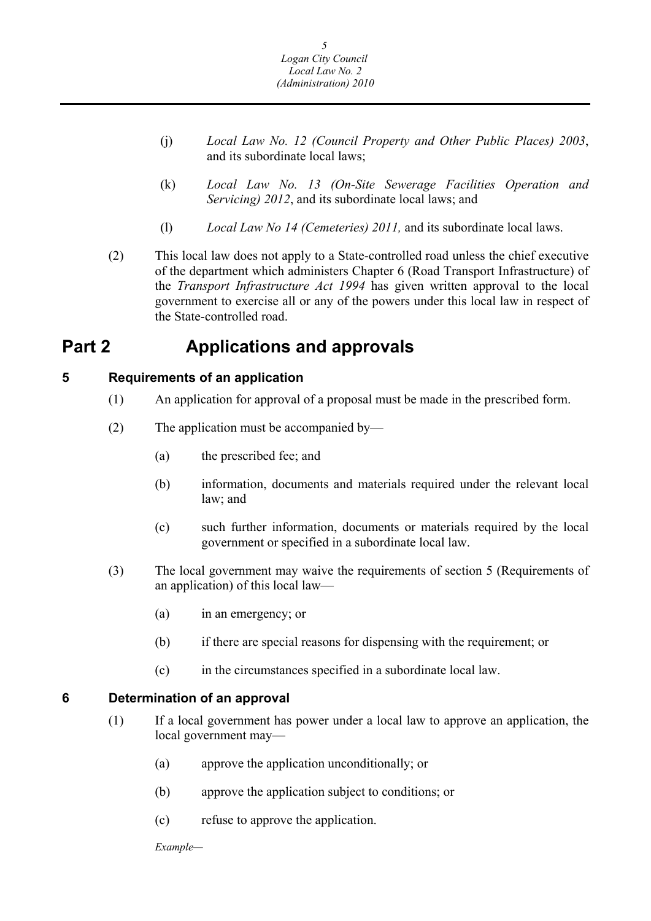(j) *Local Law No. 12 (Council Property and Other Public Places) 2003*, and its subordinate local laws;

(k) *Local Law No. 13 (On-Site Sewerage Facilities Operation and Servicing) 2012*, and its subordinate local laws; and

(l) *Local Law No 14 (Cemeteries) 2011,* and its subordinate local laws.

(2) This local law does not apply to a State-controlled road unless the chief executive of the department which administers Chapter 6 (Road Transport Infrastructure) of the *Transport Infrastructure Act 1994* has given written approval to the local government to exercise all or any of the powers under this local law in respect of the State-controlled road.

# Part 2 Applications and approvals

### 5 Requirements of an application

(1) An application for approval of a proposal must be made in the prescribed form.

(2) The application must be accompanied by—

(a) the prescribed fee; and

(b) information, documents and materials required under the relevant local law; and

(c) such further information, documents or materials required by the local government or specified in a subordinate local law.

(3) The local government may waive the requirements of section 5 (Requirements of an application) of this local law—

(a) in an emergency; or

(b) if there are special reasons for dispensing with the requirement; or

(c) in the circumstances specified in a subordinate local law.

### 6 Determination of an approval

(1) If a local government has power under a local law to approve an application, the local government may—

(a) approve the application unconditionally; or

(b) approve the application subject to conditions; or

(c) refuse to approve the application.

*Example—*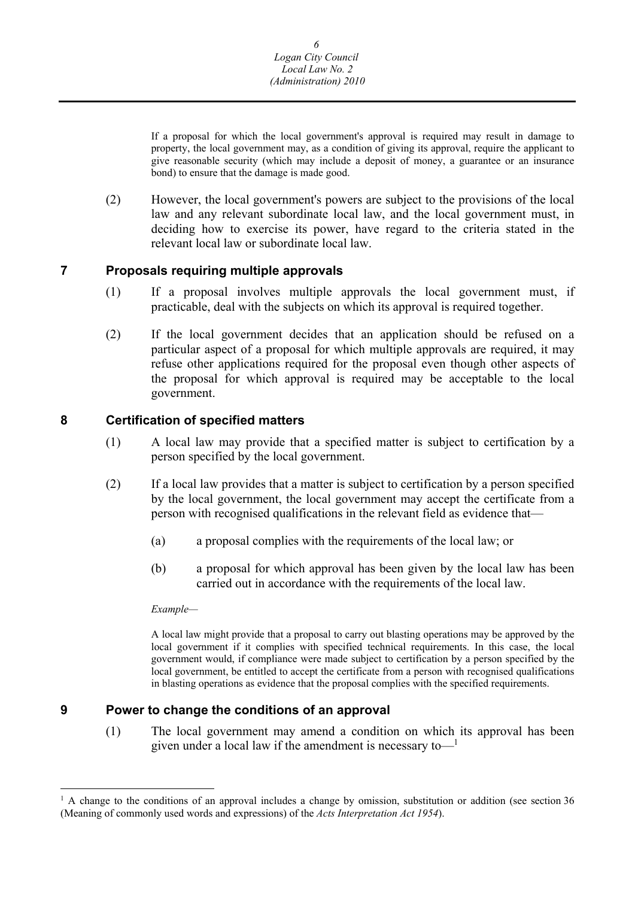If a proposal for which the local government's approval is required may result in damage to property, the local government may, as a condition of giving its approval, require the applicant to give reasonable security (which may include a deposit of money, a guarantee or an insurance bond) to ensure that the damage is made good.

(2) However, the local government's powers are subject to the provisions of the local law and any relevant subordinate local law, and the local government must, in deciding how to exercise its power, have regard to the criteria stated in the relevant local law or subordinate local law.

## 7 Proposals requiring multiple approvals

(1) If a proposal involves multiple approvals the local government must, if practicable, deal with the subjects on which its approval is required together.

(2) If the local government decides that an application should be refused on a particular aspect of a proposal for which multiple approvals are required, it may refuse other applications required for the proposal even though other aspects of the proposal for which approval is required may be acceptable to the local government.

## 8 Certification of specified matters

(1) A local law may provide that a specified matter is subject to certification by a person specified by the local government.

(2) If a local law provides that a matter is subject to certification by a person specified by the local government, the local government may accept the certificate from a person with recognised qualifications in the relevant field as evidence that—

(a) a proposal complies with the requirements of the local law; or

(b) a proposal for which approval has been given by the local law has been carried out in accordance with the requirements of the local law.

*Example—*

A local law might provide that a proposal to carry out blasting operations may be approved by the local government if it complies with specified technical requirements. In this case, the local government would, if compliance were made subject to certification by a person specified by the local government, be entitled to accept the certificate from a person with recognised qualifications in blasting operations as evidence that the proposal complies with the specified requirements.

## 9 Power to change the conditions of an approval

(1) The local government may amend a condition on which its approval has been given under a local law if the amendment is necessary to—[1]

---

[1] A change to the conditions of an approval includes a change by omission, substitution or addition (see section 36 (Meaning of commonly used words and expressions) of the *Acts Interpretation Act 1954*).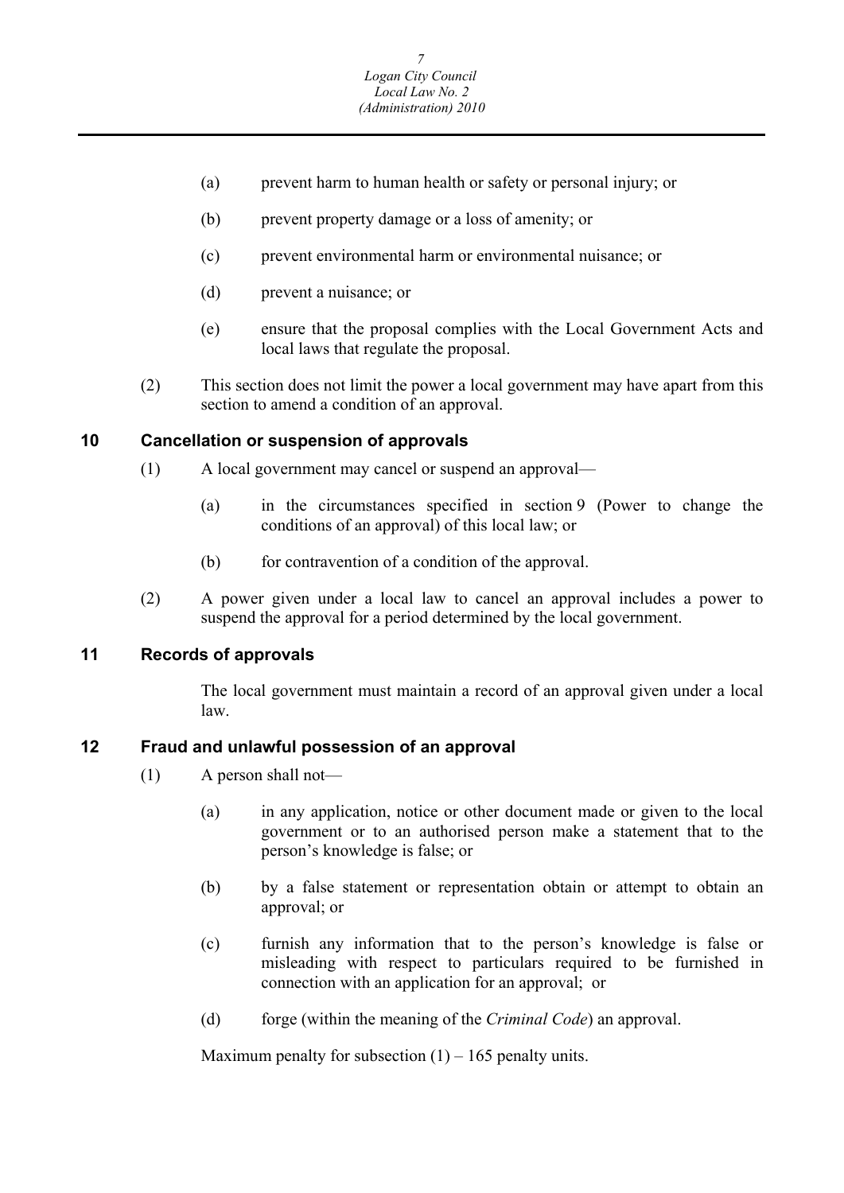(a) prevent harm to human health or safety or personal injury; or

(b) prevent property damage or a loss of amenity; or

(c) prevent environmental harm or environmental nuisance; or

(d) prevent a nuisance; or

(e) ensure that the proposal complies with the Local Government Acts and local laws that regulate the proposal.

(2) This section does not limit the power a local government may have apart from this section to amend a condition of an approval.

## 10 Cancellation or suspension of approvals

(1) A local government may cancel or suspend an approval—

(a) in the circumstances specified in section 9 (Power to change the conditions of an approval) of this local law; or

(b) for contravention of a condition of the approval.

(2) A power given under a local law to cancel an approval includes a power to suspend the approval for a period determined by the local government.

## 11 Records of approvals

The local government must maintain a record of an approval given under a local law.

## 12 Fraud and unlawful possession of an approval

(1) A person shall not—

(a) in any application, notice or other document made or given to the local government or to an authorised person make a statement that to the person's knowledge is false; or

(b) by a false statement or representation obtain or attempt to obtain an approval; or

(c) furnish any information that to the person's knowledge is false or misleading with respect to particulars required to be furnished in connection with an application for an approval; or

(d) forge (within the meaning of the *Criminal Code*) an approval.

Maximum penalty for subsection (1) – 165 penalty units.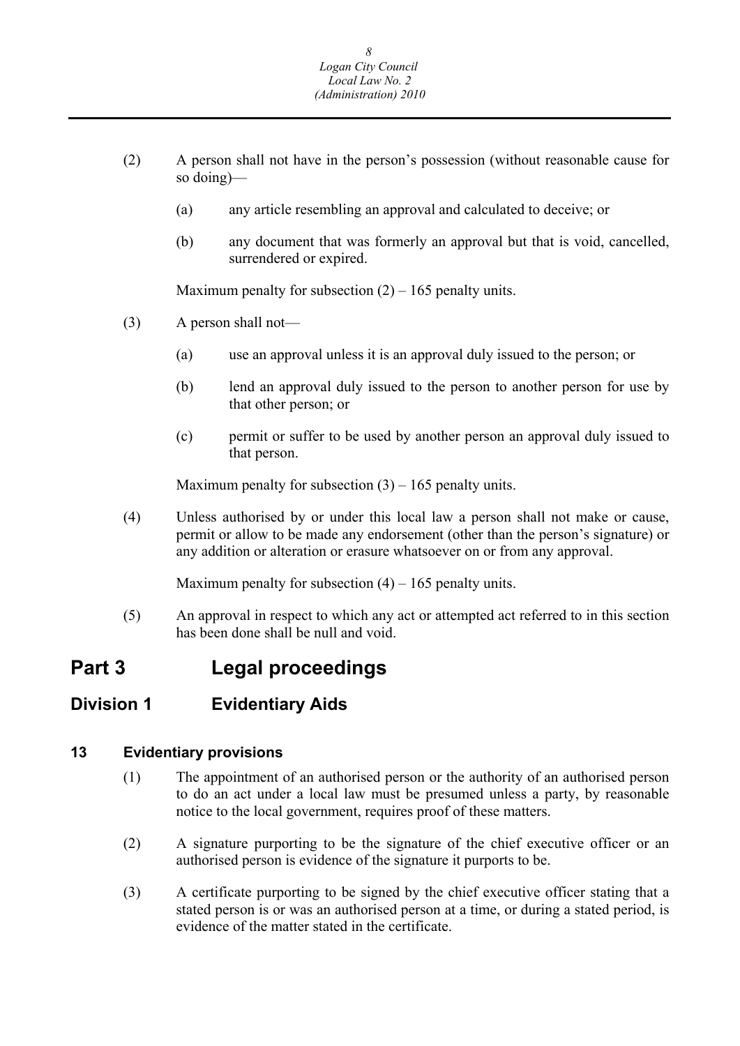(2) A person shall not have in the person's possession (without reasonable cause for so doing)—

(a) any article resembling an approval and calculated to deceive; or

(b) any document that was formerly an approval but that is void, cancelled, surrendered or expired.

Maximum penalty for subsection (2) – 165 penalty units.

(3) A person shall not—

(a) use an approval unless it is an approval duly issued to the person; or

(b) lend an approval duly issued to the person to another person for use by that other person; or

(c) permit or suffer to be used by another person an approval duly issued to that person.

Maximum penalty for subsection (3) – 165 penalty units.

(4) Unless authorised by or under this local law a person shall not make or cause, permit or allow to be made any endorsement (other than the person's signature) or any addition or alteration or erasure whatsoever on or from any approval.

Maximum penalty for subsection (4) – 165 penalty units.

(5) An approval in respect to which any act or attempted act referred to in this section has been done shall be null and void.

# Part 3 Legal proceedings

## Division 1 Evidentiary Aids

### 13 Evidentiary provisions

(1) The appointment of an authorised person or the authority of an authorised person to do an act under a local law must be presumed unless a party, by reasonable notice to the local government, requires proof of these matters.

(2) A signature purporting to be the signature of the chief executive officer or an authorised person is evidence of the signature it purports to be.

(3) A certificate purporting to be signed by the chief executive officer stating that a stated person is or was an authorised person at a time, or during a stated period, is evidence of the matter stated in the certificate.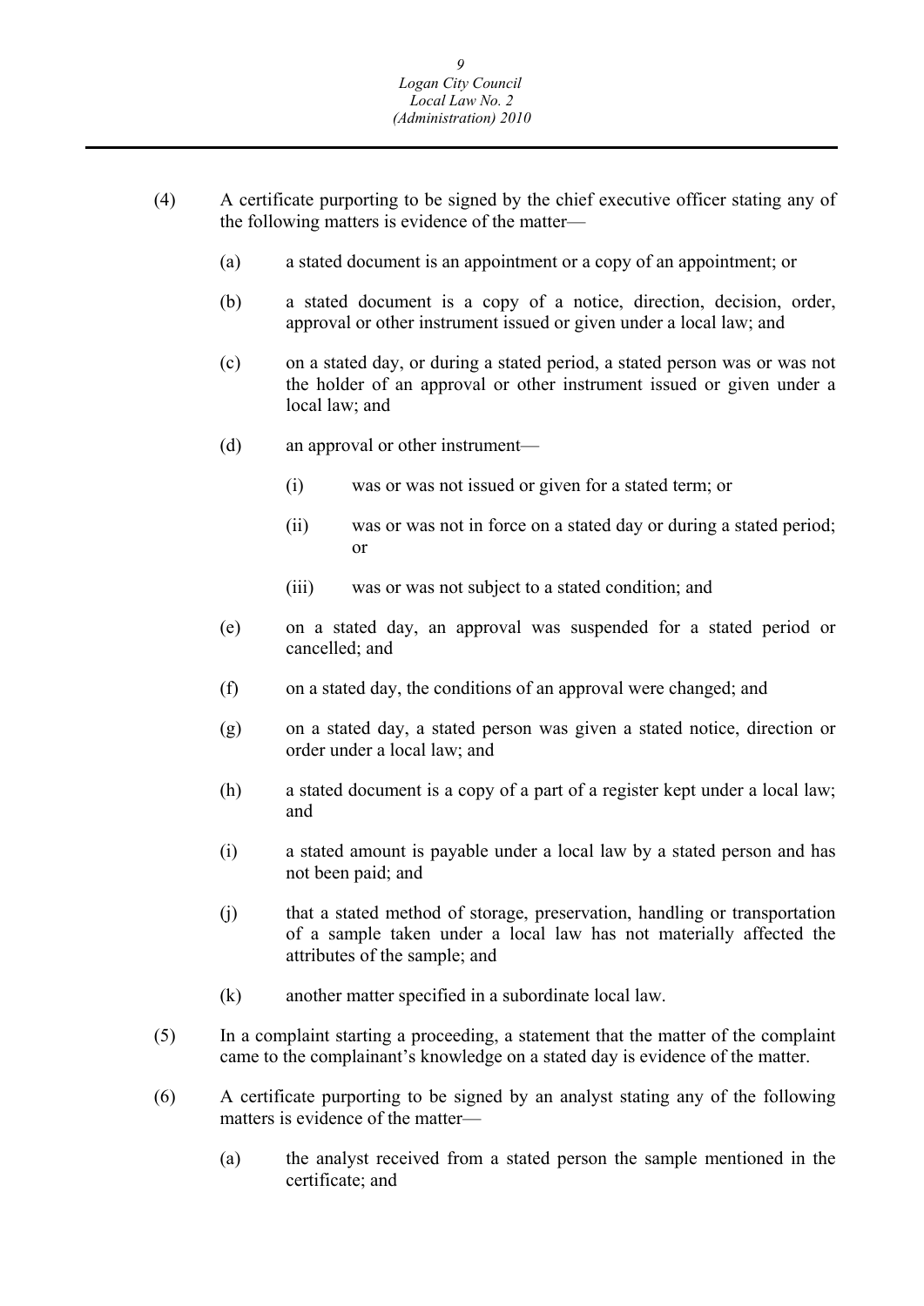(4) A certificate purporting to be signed by the chief executive officer stating any of the following matters is evidence of the matter—

(a) a stated document is an appointment or a copy of an appointment; or

(b) a stated document is a copy of a notice, direction, decision, order, approval or other instrument issued or given under a local law; and

(c) on a stated day, or during a stated period, a stated person was or was not the holder of an approval or other instrument issued or given under a local law; and

(d) an approval or other instrument—

(i) was or was not issued or given for a stated term; or

(ii) was or was not in force on a stated day or during a stated period; or

(iii) was or was not subject to a stated condition; and

(e) on a stated day, an approval was suspended for a stated period or cancelled; and

(f) on a stated day, the conditions of an approval were changed; and

(g) on a stated day, a stated person was given a stated notice, direction or order under a local law; and

(h) a stated document is a copy of a part of a register kept under a local law; and

(i) a stated amount is payable under a local law by a stated person and has not been paid; and

(j) that a stated method of storage, preservation, handling or transportation of a sample taken under a local law has not materially affected the attributes of the sample; and

(k) another matter specified in a subordinate local law.

(5) In a complaint starting a proceeding, a statement that the matter of the complaint came to the complainant's knowledge on a stated day is evidence of the matter.

(6) A certificate purporting to be signed by an analyst stating any of the following matters is evidence of the matter—

(a) the analyst received from a stated person the sample mentioned in the certificate; and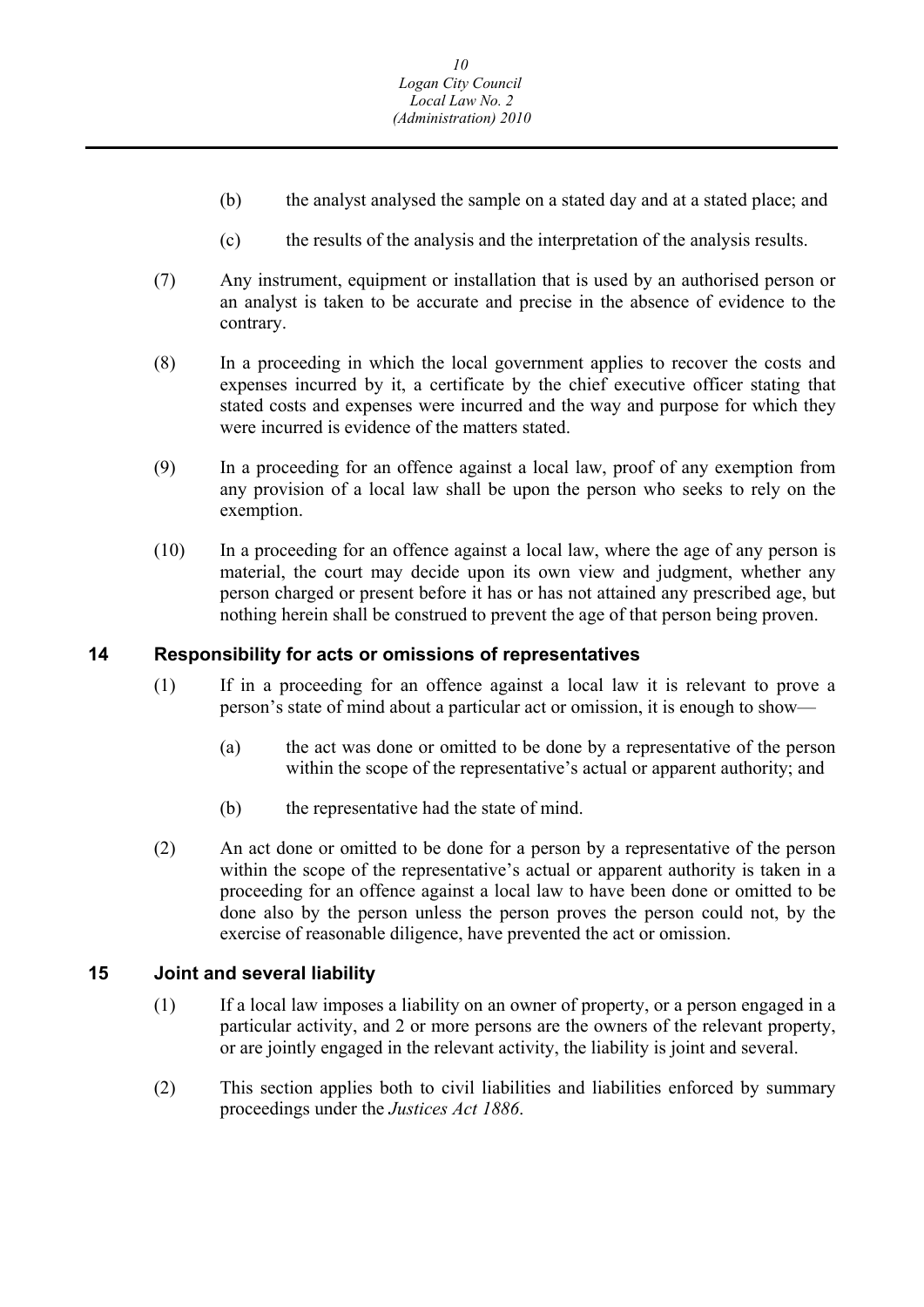(b) the analyst analysed the sample on a stated day and at a stated place; and

(c) the results of the analysis and the interpretation of the analysis results.

(7) Any instrument, equipment or installation that is used by an authorised person or an analyst is taken to be accurate and precise in the absence of evidence to the contrary.

(8) In a proceeding in which the local government applies to recover the costs and expenses incurred by it, a certificate by the chief executive officer stating that stated costs and expenses were incurred and the way and purpose for which they were incurred is evidence of the matters stated.

(9) In a proceeding for an offence against a local law, proof of any exemption from any provision of a local law shall be upon the person who seeks to rely on the exemption.

(10) In a proceeding for an offence against a local law, where the age of any person is material, the court may decide upon its own view and judgment, whether any person charged or present before it has or has not attained any prescribed age, but nothing herein shall be construed to prevent the age of that person being proven.

## 14 Responsibility for acts or omissions of representatives

(1) If in a proceeding for an offence against a local law it is relevant to prove a person's state of mind about a particular act or omission, it is enough to show—

(a) the act was done or omitted to be done by a representative of the person within the scope of the representative's actual or apparent authority; and

(b) the representative had the state of mind.

(2) An act done or omitted to be done for a person by a representative of the person within the scope of the representative's actual or apparent authority is taken in a proceeding for an offence against a local law to have been done or omitted to be done also by the person unless the person proves the person could not, by the exercise of reasonable diligence, have prevented the act or omission.

## 15 Joint and several liability

(1) If a local law imposes a liability on an owner of property, or a person engaged in a particular activity, and 2 or more persons are the owners of the relevant property, or are jointly engaged in the relevant activity, the liability is joint and several.

(2) This section applies both to civil liabilities and liabilities enforced by summary proceedings under the *Justices Act 1886*.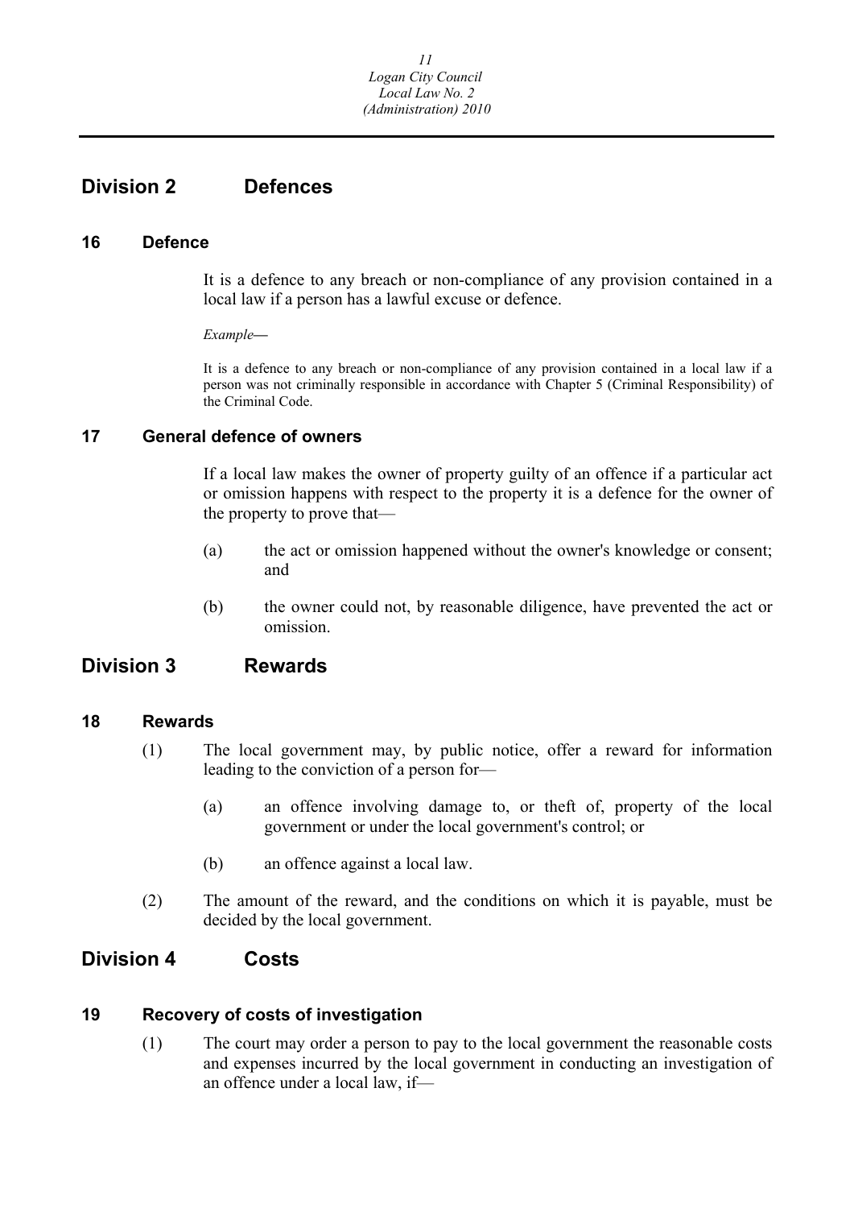## Division 2 Defences

### 16 Defence

It is a defence to any breach or non-compliance of any provision contained in a local law if a person has a lawful excuse or defence.

*Example*—

It is a defence to any breach or non-compliance of any provision contained in a local law if a person was not criminally responsible in accordance with Chapter 5 (Criminal Responsibility) of the Criminal Code.

### 17 General defence of owners

If a local law makes the owner of property guilty of an offence if a particular act or omission happens with respect to the property it is a defence for the owner of the property to prove that—

(a) the act or omission happened without the owner's knowledge or consent; and

(b) the owner could not, by reasonable diligence, have prevented the act or omission.

## Division 3 Rewards

### 18 Rewards

(1) The local government may, by public notice, offer a reward for information leading to the conviction of a person for—

(a) an offence involving damage to, or theft of, property of the local government or under the local government's control; or

(b) an offence against a local law.

(2) The amount of the reward, and the conditions on which it is payable, must be decided by the local government.

## Division 4 Costs

### 19 Recovery of costs of investigation

(1) The court may order a person to pay to the local government the reasonable costs and expenses incurred by the local government in conducting an investigation of an offence under a local law, if—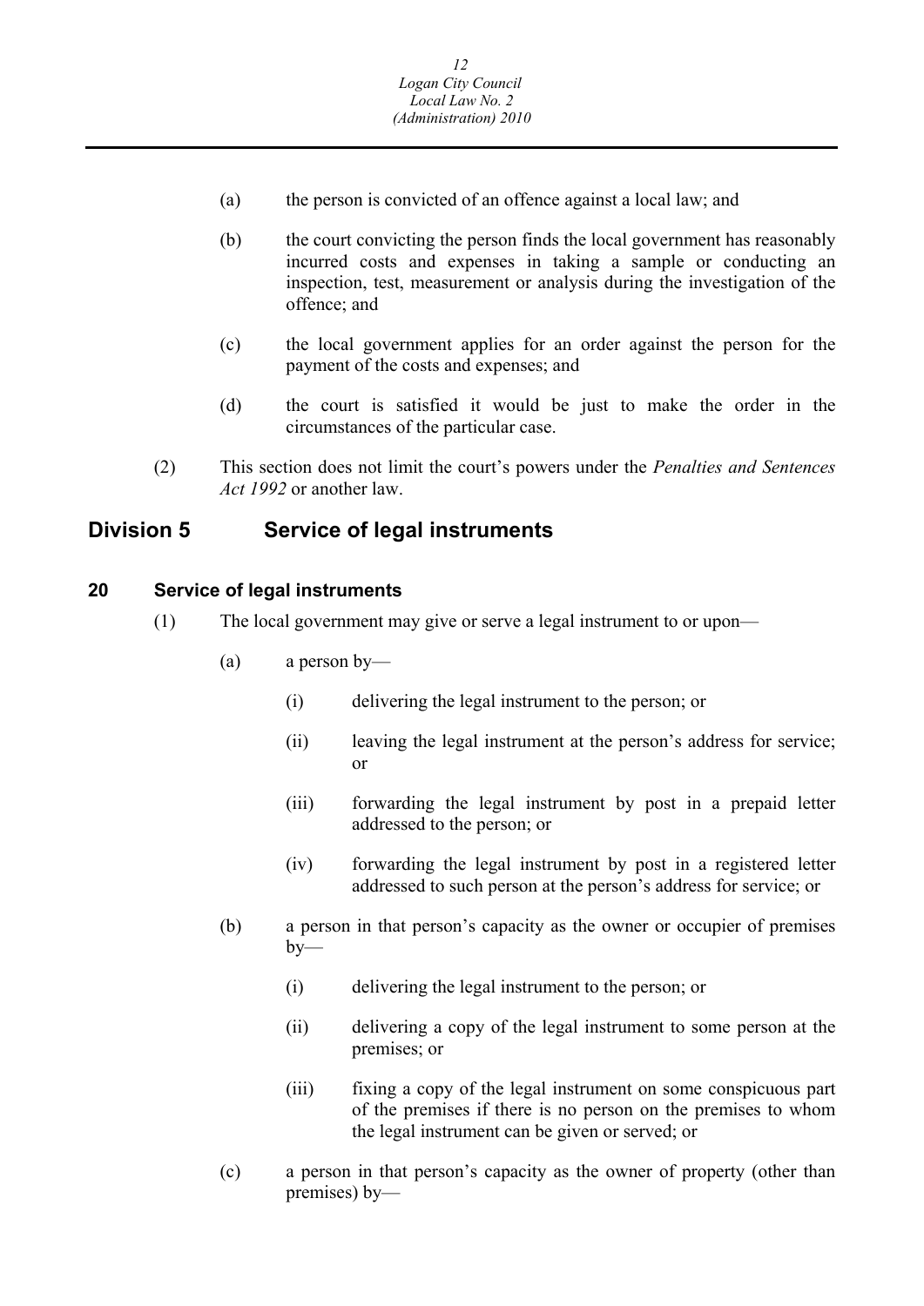(a) the person is convicted of an offence against a local law; and

(b) the court convicting the person finds the local government has reasonably incurred costs and expenses in taking a sample or conducting an inspection, test, measurement or analysis during the investigation of the offence; and

(c) the local government applies for an order against the person for the payment of the costs and expenses; and

(d) the court is satisfied it would be just to make the order in the circumstances of the particular case.

(2) This section does not limit the court's powers under the *Penalties and Sentences Act 1992* or another law.

## Division 5 Service of legal instruments

### 20 Service of legal instruments

(1) The local government may give or serve a legal instrument to or upon—

(a) a person by—

(i) delivering the legal instrument to the person; or

(ii) leaving the legal instrument at the person's address for service; or

(iii) forwarding the legal instrument by post in a prepaid letter addressed to the person; or

(iv) forwarding the legal instrument by post in a registered letter addressed to such person at the person's address for service; or

(b) a person in that person's capacity as the owner or occupier of premises by—

(i) delivering the legal instrument to the person; or

(ii) delivering a copy of the legal instrument to some person at the premises; or

(iii) fixing a copy of the legal instrument on some conspicuous part of the premises if there is no person on the premises to whom the legal instrument can be given or served; or

(c) a person in that person's capacity as the owner of property (other than premises) by—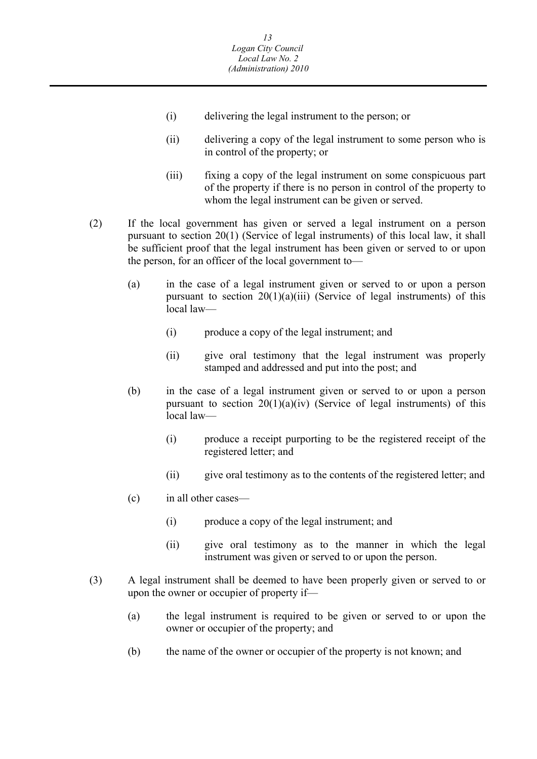(i) delivering the legal instrument to the person; or

(ii) delivering a copy of the legal instrument to some person who is in control of the property; or

(iii) fixing a copy of the legal instrument on some conspicuous part of the property if there is no person in control of the property to whom the legal instrument can be given or served.

(2) If the local government has given or served a legal instrument on a person pursuant to section 20(1) (Service of legal instruments) of this local law, it shall be sufficient proof that the legal instrument has been given or served to or upon the person, for an officer of the local government to—

(a) in the case of a legal instrument given or served to or upon a person pursuant to section 20(1)(a)(iii) (Service of legal instruments) of this local law—

(i) produce a copy of the legal instrument; and

(ii) give oral testimony that the legal instrument was properly stamped and addressed and put into the post; and

(b) in the case of a legal instrument given or served to or upon a person pursuant to section 20(1)(a)(iv) (Service of legal instruments) of this local law—

(i) produce a receipt purporting to be the registered receipt of the registered letter; and

(ii) give oral testimony as to the contents of the registered letter; and

(c) in all other cases—

(i) produce a copy of the legal instrument; and

(ii) give oral testimony as to the manner in which the legal instrument was given or served to or upon the person.

(3) A legal instrument shall be deemed to have been properly given or served to or upon the owner or occupier of property if—

(a) the legal instrument is required to be given or served to or upon the owner or occupier of the property; and

(b) the name of the owner or occupier of the property is not known; and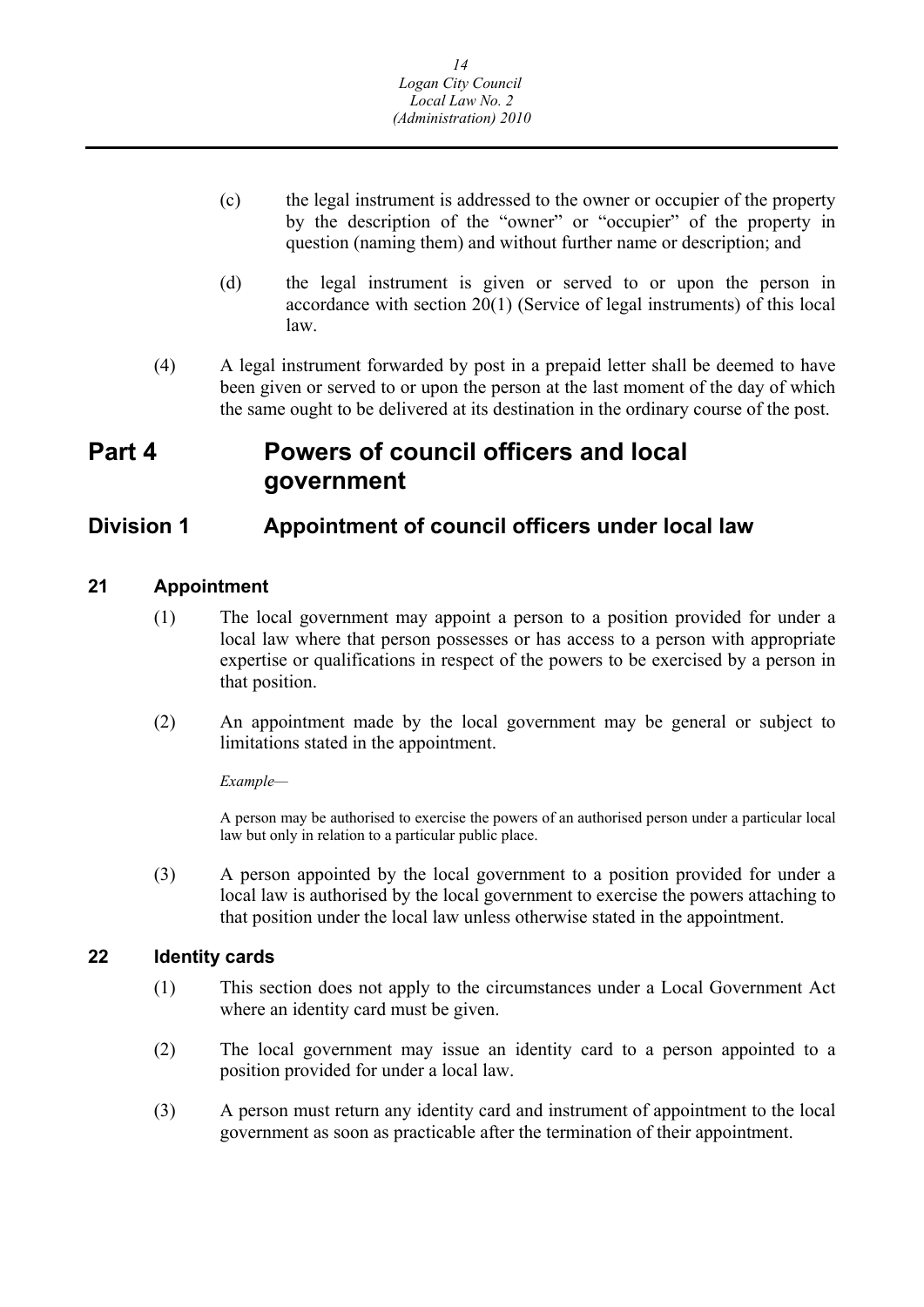(c) the legal instrument is addressed to the owner or occupier of the property by the description of the "owner" or "occupier" of the property in question (naming them) and without further name or description; and

(d) the legal instrument is given or served to or upon the person in accordance with section 20(1) (Service of legal instruments) of this local law.

(4) A legal instrument forwarded by post in a prepaid letter shall be deemed to have been given or served to or upon the person at the last moment of the day of which the same ought to be delivered at its destination in the ordinary course of the post.

# Part 4 Powers of council officers and local government

## Division 1 Appointment of council officers under local law

### 21 Appointment

(1) The local government may appoint a person to a position provided for under a local law where that person possesses or has access to a person with appropriate expertise or qualifications in respect of the powers to be exercised by a person in that position.

(2) An appointment made by the local government may be general or subject to limitations stated in the appointment.

*Example—*

A person may be authorised to exercise the powers of an authorised person under a particular local law but only in relation to a particular public place.

(3) A person appointed by the local government to a position provided for under a local law is authorised by the local government to exercise the powers attaching to that position under the local law unless otherwise stated in the appointment.

### 22 Identity cards

(1) This section does not apply to the circumstances under a Local Government Act where an identity card must be given.

(2) The local government may issue an identity card to a person appointed to a position provided for under a local law.

(3) A person must return any identity card and instrument of appointment to the local government as soon as practicable after the termination of their appointment.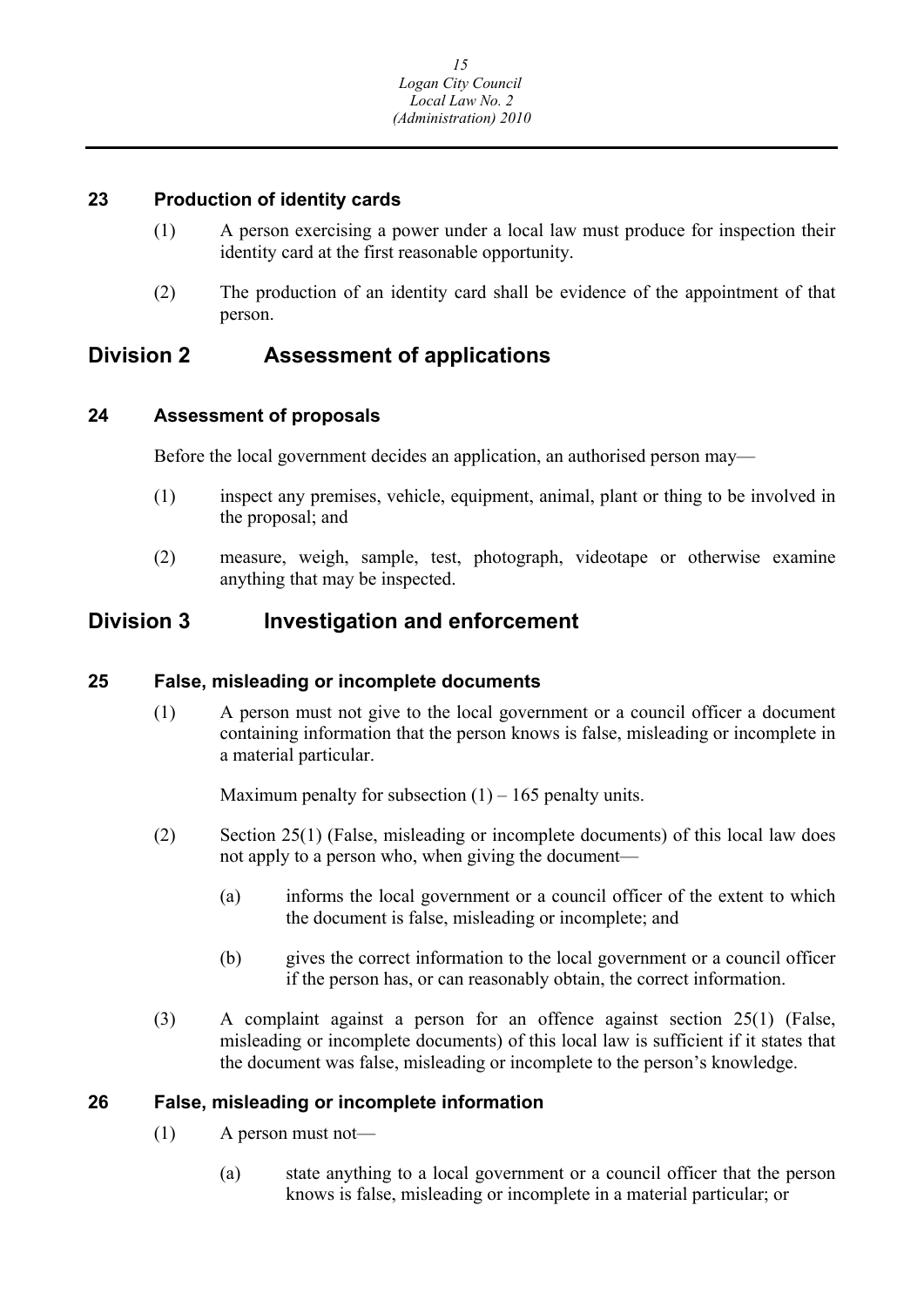### 23 Production of identity cards

(1) A person exercising a power under a local law must produce for inspection their identity card at the first reasonable opportunity.

(2) The production of an identity card shall be evidence of the appointment of that person.

## Division 2 Assessment of applications

### 24 Assessment of proposals

Before the local government decides an application, an authorised person may—

(1) inspect any premises, vehicle, equipment, animal, plant or thing to be involved in the proposal; and

(2) measure, weigh, sample, test, photograph, videotape or otherwise examine anything that may be inspected.

## Division 3 Investigation and enforcement

### 25 False, misleading or incomplete documents

(1) A person must not give to the local government or a council officer a document containing information that the person knows is false, misleading or incomplete in a material particular.

Maximum penalty for subsection (1) – 165 penalty units.

(2) Section 25(1) (False, misleading or incomplete documents) of this local law does not apply to a person who, when giving the document—

(a) informs the local government or a council officer of the extent to which the document is false, misleading or incomplete; and

(b) gives the correct information to the local government or a council officer if the person has, or can reasonably obtain, the correct information.

(3) A complaint against a person for an offence against section 25(1) (False, misleading or incomplete documents) of this local law is sufficient if it states that the document was false, misleading or incomplete to the person's knowledge.

### 26 False, misleading or incomplete information

(1) A person must not—

(a) state anything to a local government or a council officer that the person knows is false, misleading or incomplete in a material particular; or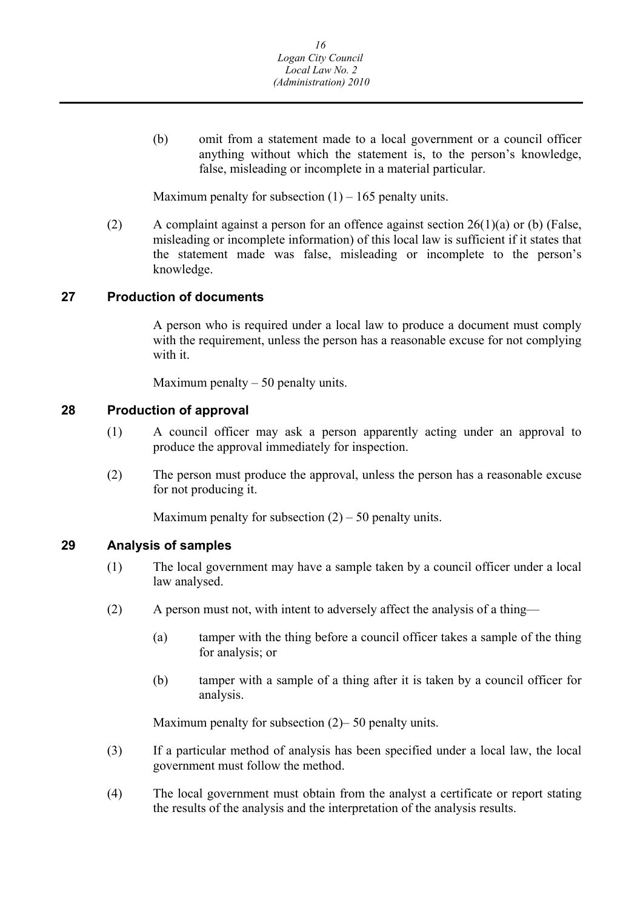(b) omit from a statement made to a local government or a council officer anything without which the statement is, to the person's knowledge, false, misleading or incomplete in a material particular.

Maximum penalty for subsection (1) – 165 penalty units.

(2) A complaint against a person for an offence against section 26(1)(a) or (b) (False, misleading or incomplete information) of this local law is sufficient if it states that the statement made was false, misleading or incomplete to the person's knowledge.

## 27 Production of documents

A person who is required under a local law to produce a document must comply with the requirement, unless the person has a reasonable excuse for not complying with it.

Maximum penalty – 50 penalty units.

## 28 Production of approval

(1) A council officer may ask a person apparently acting under an approval to produce the approval immediately for inspection.

(2) The person must produce the approval, unless the person has a reasonable excuse for not producing it.

Maximum penalty for subsection (2) – 50 penalty units.

## 29 Analysis of samples

(1) The local government may have a sample taken by a council officer under a local law analysed.

(2) A person must not, with intent to adversely affect the analysis of a thing—

(a) tamper with the thing before a council officer takes a sample of the thing for analysis; or

(b) tamper with a sample of a thing after it is taken by a council officer for analysis.

Maximum penalty for subsection (2)– 50 penalty units.

(3) If a particular method of analysis has been specified under a local law, the local government must follow the method.

(4) The local government must obtain from the analyst a certificate or report stating the results of the analysis and the interpretation of the analysis results.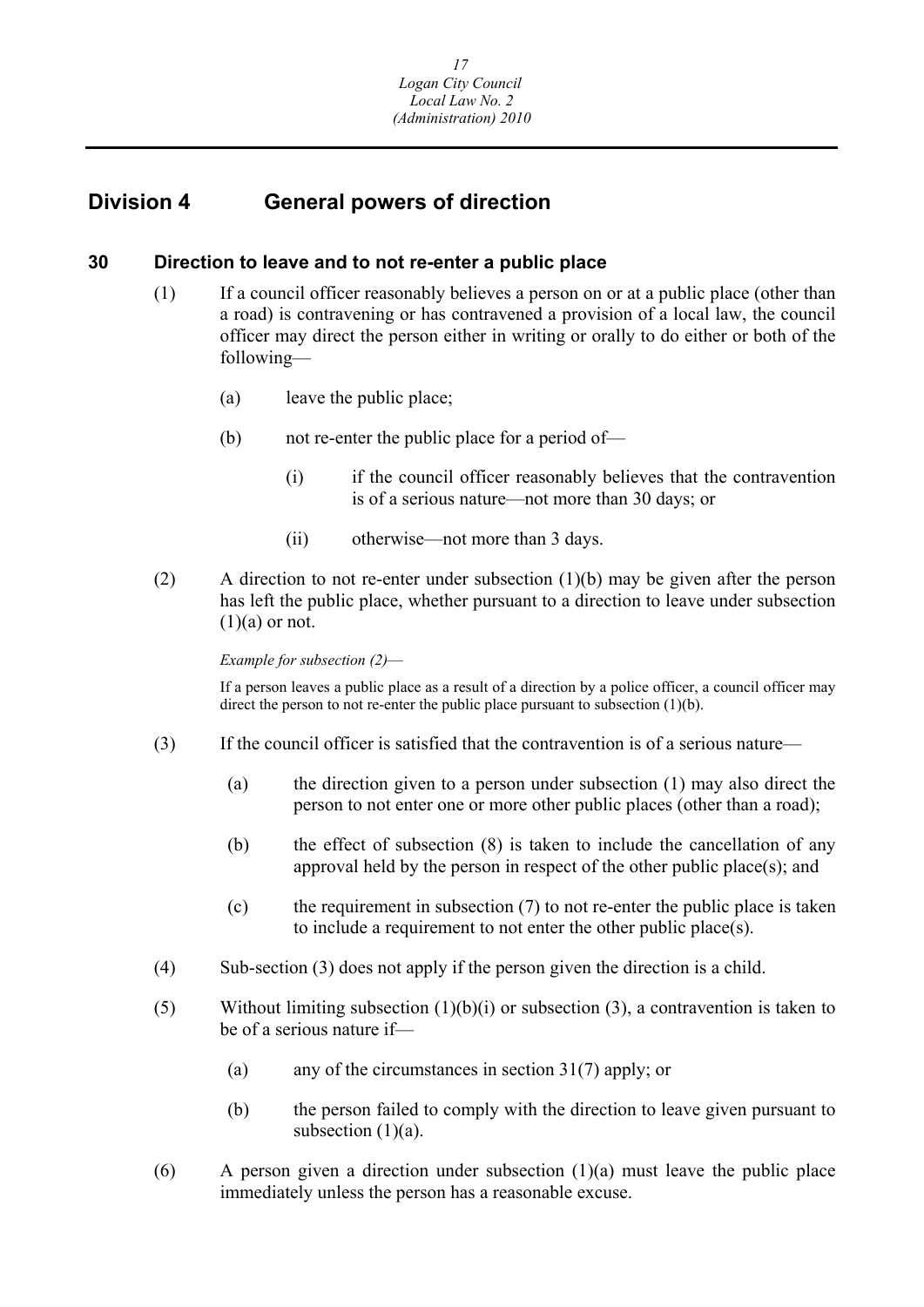## Division 4 General powers of direction

### 30 Direction to leave and to not re-enter a public place

(1) If a council officer reasonably believes a person on or at a public place (other than a road) is contravening or has contravened a provision of a local law, the council officer may direct the person either in writing or orally to do either or both of the following—

(a) leave the public place;

(b) not re-enter the public place for a period of—

(i) if the council officer reasonably believes that the contravention is of a serious nature—not more than 30 days; or

(ii) otherwise—not more than 3 days.

(2) A direction to not re-enter under subsection (1)(b) may be given after the person has left the public place, whether pursuant to a direction to leave under subsection (1)(a) or not.

*Example for subsection (2)—*

If a person leaves a public place as a result of a direction by a police officer, a council officer may direct the person to not re-enter the public place pursuant to subsection (1)(b).

(3) If the council officer is satisfied that the contravention is of a serious nature—

(a) the direction given to a person under subsection (1) may also direct the person to not enter one or more other public places (other than a road);

(b) the effect of subsection (8) is taken to include the cancellation of any approval held by the person in respect of the other public place(s); and

(c) the requirement in subsection (7) to not re-enter the public place is taken to include a requirement to not enter the other public place(s).

(4) Sub-section (3) does not apply if the person given the direction is a child.

(5) Without limiting subsection (1)(b)(i) or subsection (3), a contravention is taken to be of a serious nature if—

(a) any of the circumstances in section 31(7) apply; or

(b) the person failed to comply with the direction to leave given pursuant to subsection (1)(a).

(6) A person given a direction under subsection (1)(a) must leave the public place immediately unless the person has a reasonable excuse.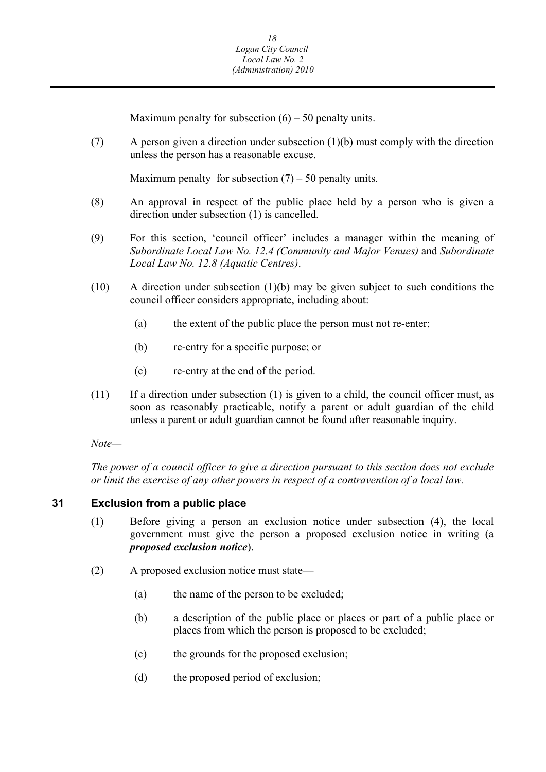Maximum penalty for subsection (6) – 50 penalty units.

(7) A person given a direction under subsection (1)(b) must comply with the direction unless the person has a reasonable excuse.

Maximum penalty for subsection (7) – 50 penalty units.

(8) An approval in respect of the public place held by a person who is given a direction under subsection (1) is cancelled.

(9) For this section, 'council officer' includes a manager within the meaning of *Subordinate Local Law No. 12.4 (Community and Major Venues)* and *Subordinate Local Law No. 12.8 (Aquatic Centres)*.

(10) A direction under subsection (1)(b) may be given subject to such conditions the council officer considers appropriate, including about:

(a) the extent of the public place the person must not re-enter;

(b) re-entry for a specific purpose; or

(c) re-entry at the end of the period.

(11) If a direction under subsection (1) is given to a child, the council officer must, as soon as reasonably practicable, notify a parent or adult guardian of the child unless a parent or adult guardian cannot be found after reasonable inquiry.

*Note—*

*The power of a council officer to give a direction pursuant to this section does not exclude or limit the exercise of any other powers in respect of a contravention of a local law.*

### 31 Exclusion from a public place

(1) Before giving a person an exclusion notice under subsection (4), the local government must give the person a proposed exclusion notice in writing (a ***proposed exclusion notice***).

(2) A proposed exclusion notice must state—

(a) the name of the person to be excluded;

(b) a description of the public place or places or part of a public place or places from which the person is proposed to be excluded;

(c) the grounds for the proposed exclusion;

(d) the proposed period of exclusion;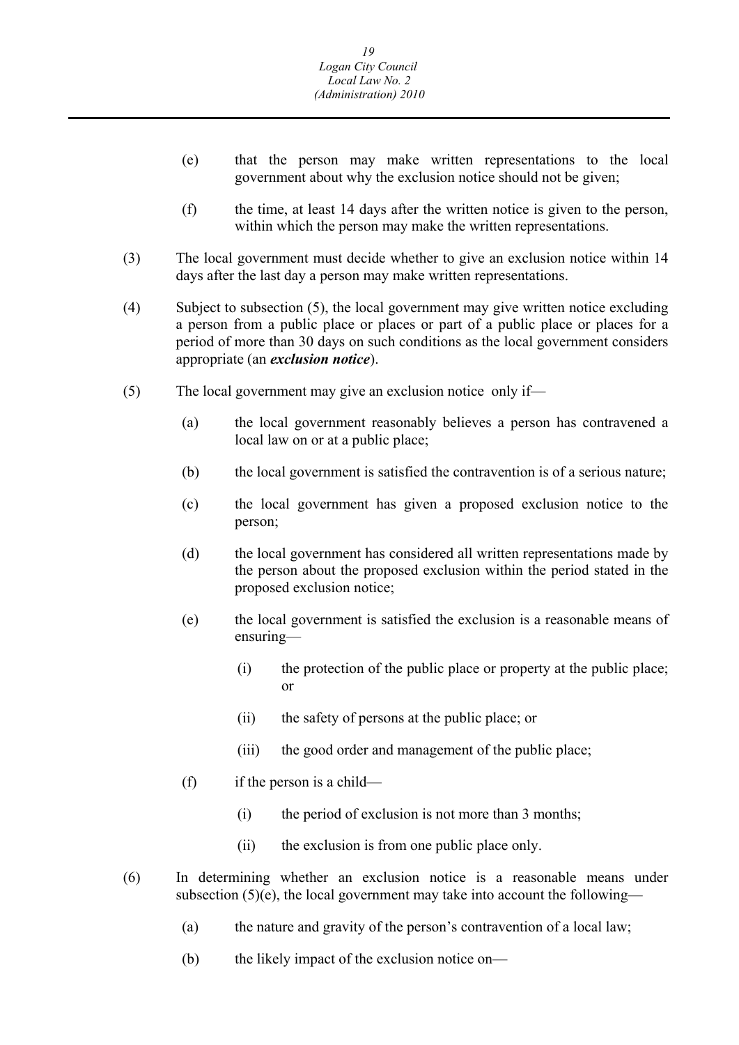(e) that the person may make written representations to the local government about why the exclusion notice should not be given;

(f) the time, at least 14 days after the written notice is given to the person, within which the person may make the written representations.

(3) The local government must decide whether to give an exclusion notice within 14 days after the last day a person may make written representations.

(4) Subject to subsection (5), the local government may give written notice excluding a person from a public place or places or part of a public place or places for a period of more than 30 days on such conditions as the local government considers appropriate (an ***exclusion notice***).

(5) The local government may give an exclusion notice only if—

(a) the local government reasonably believes a person has contravened a local law on or at a public place;

(b) the local government is satisfied the contravention is of a serious nature;

(c) the local government has given a proposed exclusion notice to the person;

(d) the local government has considered all written representations made by the person about the proposed exclusion within the period stated in the proposed exclusion notice;

(e) the local government is satisfied the exclusion is a reasonable means of ensuring—

(i) the protection of the public place or property at the public place; or

(ii) the safety of persons at the public place; or

(iii) the good order and management of the public place;

(f) if the person is a child—

(i) the period of exclusion is not more than 3 months;

(ii) the exclusion is from one public place only.

(6) In determining whether an exclusion notice is a reasonable means under subsection (5)(e), the local government may take into account the following—

(a) the nature and gravity of the person's contravention of a local law;

(b) the likely impact of the exclusion notice on—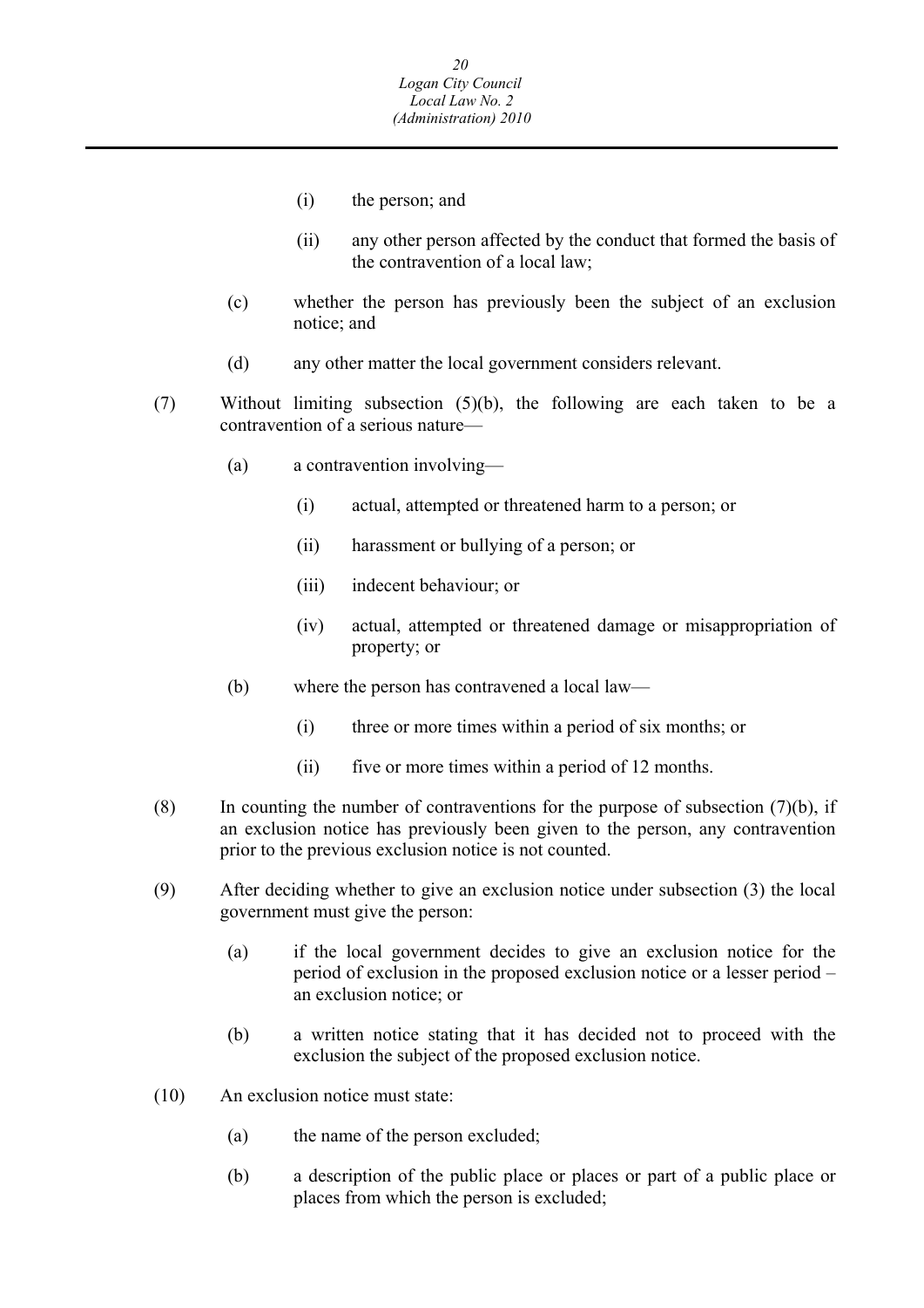(i) the person; and

(ii) any other person affected by the conduct that formed the basis of the contravention of a local law;

(c) whether the person has previously been the subject of an exclusion notice; and

(d) any other matter the local government considers relevant.

(7) Without limiting subsection (5)(b), the following are each taken to be a contravention of a serious nature—

(a) a contravention involving—

(i) actual, attempted or threatened harm to a person; or

(ii) harassment or bullying of a person; or

(iii) indecent behaviour; or

(iv) actual, attempted or threatened damage or misappropriation of property; or

(b) where the person has contravened a local law—

(i) three or more times within a period of six months; or

(ii) five or more times within a period of 12 months.

(8) In counting the number of contraventions for the purpose of subsection (7)(b), if an exclusion notice has previously been given to the person, any contravention prior to the previous exclusion notice is not counted.

(9) After deciding whether to give an exclusion notice under subsection (3) the local government must give the person:

(a) if the local government decides to give an exclusion notice for the period of exclusion in the proposed exclusion notice or a lesser period – an exclusion notice; or

(b) a written notice stating that it has decided not to proceed with the exclusion the subject of the proposed exclusion notice.

(10) An exclusion notice must state:

(a) the name of the person excluded;

(b) a description of the public place or places or part of a public place or places from which the person is excluded;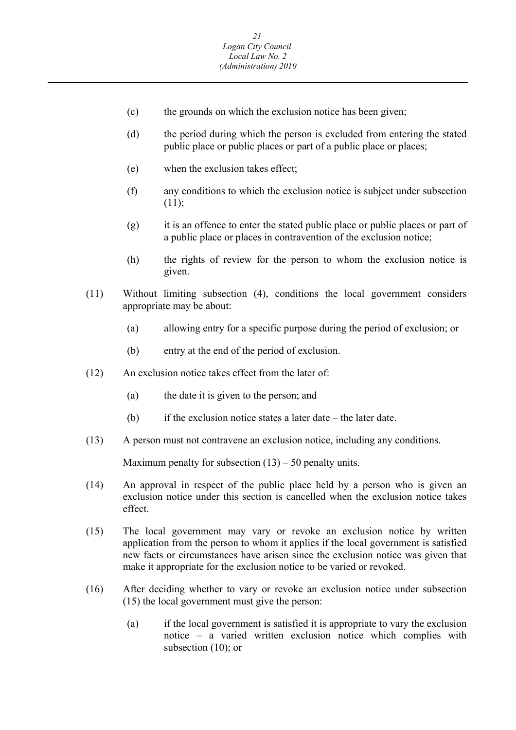(c) the grounds on which the exclusion notice has been given;

(d) the period during which the person is excluded from entering the stated public place or public places or part of a public place or places;

(e) when the exclusion takes effect;

(f) any conditions to which the exclusion notice is subject under subsection (11);

(g) it is an offence to enter the stated public place or public places or part of a public place or places in contravention of the exclusion notice;

(h) the rights of review for the person to whom the exclusion notice is given.

(11) Without limiting subsection (4), conditions the local government considers appropriate may be about:

(a) allowing entry for a specific purpose during the period of exclusion; or

(b) entry at the end of the period of exclusion.

(12) An exclusion notice takes effect from the later of:

(a) the date it is given to the person; and

(b) if the exclusion notice states a later date – the later date.

(13) A person must not contravene an exclusion notice, including any conditions.

Maximum penalty for subsection (13) – 50 penalty units.

(14) An approval in respect of the public place held by a person who is given an exclusion notice under this section is cancelled when the exclusion notice takes effect.

(15) The local government may vary or revoke an exclusion notice by written application from the person to whom it applies if the local government is satisfied new facts or circumstances have arisen since the exclusion notice was given that make it appropriate for the exclusion notice to be varied or revoked.

(16) After deciding whether to vary or revoke an exclusion notice under subsection (15) the local government must give the person:

(a) if the local government is satisfied it is appropriate to vary the exclusion notice – a varied written exclusion notice which complies with subsection (10); or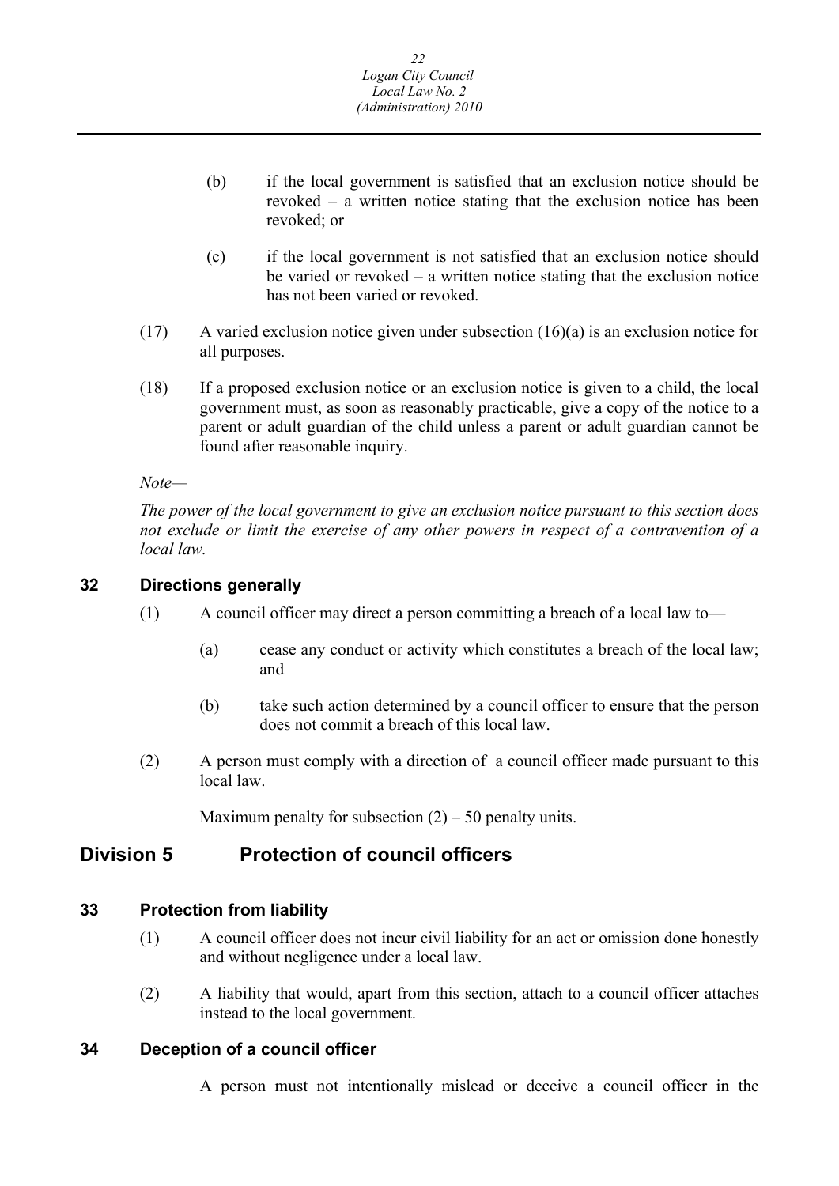(b) if the local government is satisfied that an exclusion notice should be revoked – a written notice stating that the exclusion notice has been revoked; or

(c) if the local government is not satisfied that an exclusion notice should be varied or revoked – a written notice stating that the exclusion notice has not been varied or revoked.

(17) A varied exclusion notice given under subsection (16)(a) is an exclusion notice for all purposes.

(18) If a proposed exclusion notice or an exclusion notice is given to a child, the local government must, as soon as reasonably practicable, give a copy of the notice to a parent or adult guardian of the child unless a parent or adult guardian cannot be found after reasonable inquiry.

*Note—*

*The power of the local government to give an exclusion notice pursuant to this section does not exclude or limit the exercise of any other powers in respect of a contravention of a local law.*

### 32 Directions generally

(1) A council officer may direct a person committing a breach of a local law to—

(a) cease any conduct or activity which constitutes a breach of the local law; and

(b) take such action determined by a council officer to ensure that the person does not commit a breach of this local law.

(2) A person must comply with a direction of a council officer made pursuant to this local law.

Maximum penalty for subsection (2) – 50 penalty units.

## Division 5 Protection of council officers

### 33 Protection from liability

(1) A council officer does not incur civil liability for an act or omission done honestly and without negligence under a local law.

(2) A liability that would, apart from this section, attach to a council officer attaches instead to the local government.

### 34 Deception of a council officer

A person must not intentionally mislead or deceive a council officer in the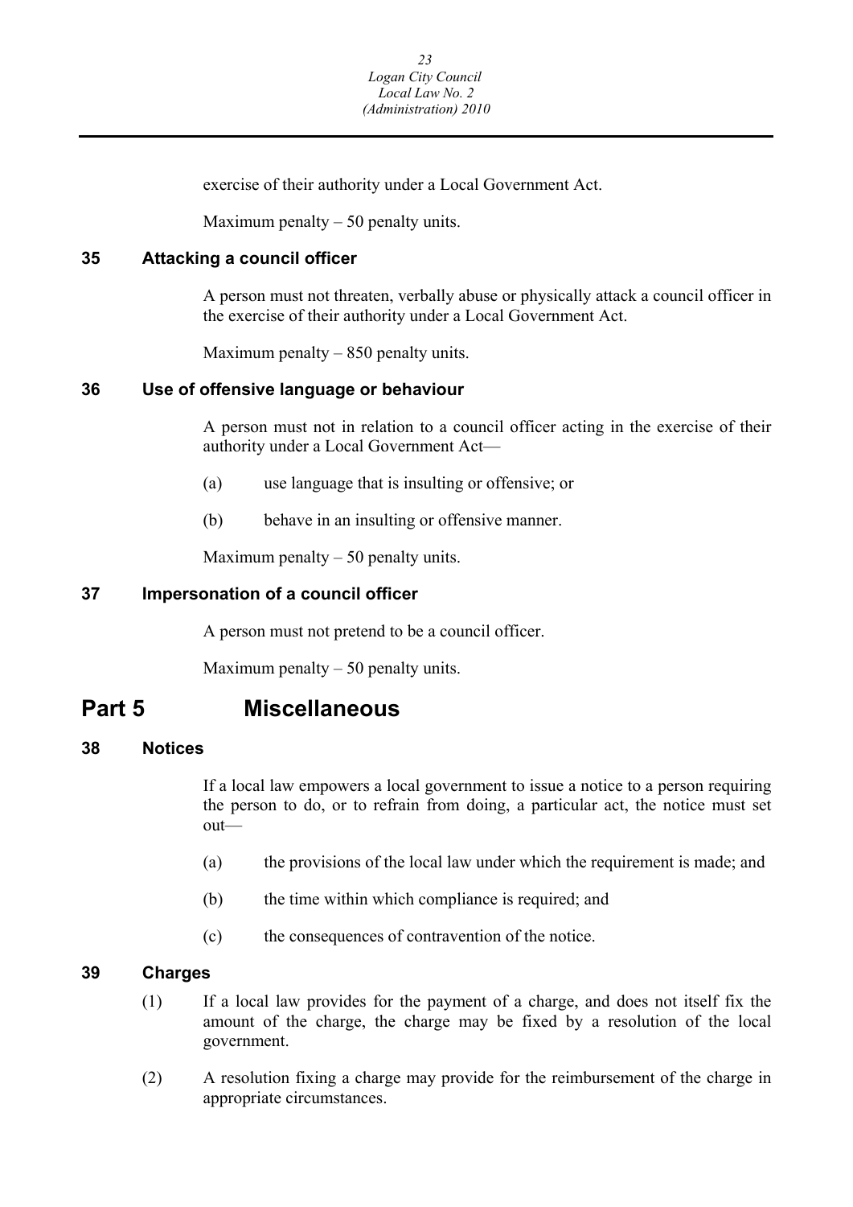exercise of their authority under a Local Government Act.

Maximum penalty – 50 penalty units.

### 35 Attacking a council officer

A person must not threaten, verbally abuse or physically attack a council officer in the exercise of their authority under a Local Government Act.

Maximum penalty – 850 penalty units.

### 36 Use of offensive language or behaviour

A person must not in relation to a council officer acting in the exercise of their authority under a Local Government Act—

(a) use language that is insulting or offensive; or

(b) behave in an insulting or offensive manner.

Maximum penalty – 50 penalty units.

### 37 Impersonation of a council officer

A person must not pretend to be a council officer.

Maximum penalty – 50 penalty units.

## Part 5 Miscellaneous

### 38 Notices

If a local law empowers a local government to issue a notice to a person requiring the person to do, or to refrain from doing, a particular act, the notice must set out—

(a) the provisions of the local law under which the requirement is made; and

(b) the time within which compliance is required; and

(c) the consequences of contravention of the notice.

### 39 Charges

(1) If a local law provides for the payment of a charge, and does not itself fix the amount of the charge, the charge may be fixed by a resolution of the local government.

(2) A resolution fixing a charge may provide for the reimbursement of the charge in appropriate circumstances.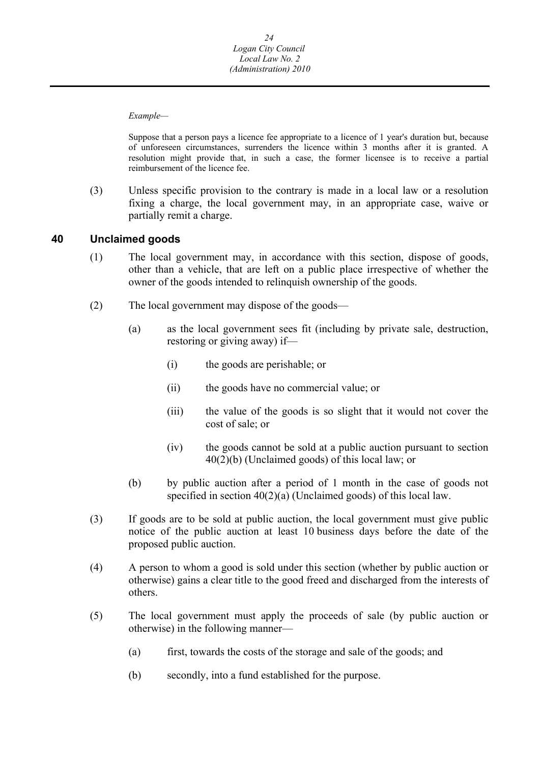*Example—*

Suppose that a person pays a licence fee appropriate to a licence of 1 year's duration but, because of unforeseen circumstances, surrenders the licence within 3 months after it is granted. A resolution might provide that, in such a case, the former licensee is to receive a partial reimbursement of the licence fee.

(3) Unless specific provision to the contrary is made in a local law or a resolution fixing a charge, the local government may, in an appropriate case, waive or partially remit a charge.

## 40 Unclaimed goods

(1) The local government may, in accordance with this section, dispose of goods, other than a vehicle, that are left on a public place irrespective of whether the owner of the goods intended to relinquish ownership of the goods.

(2) The local government may dispose of the goods—

(a) as the local government sees fit (including by private sale, destruction, restoring or giving away) if—

(i) the goods are perishable; or

(ii) the goods have no commercial value; or

(iii) the value of the goods is so slight that it would not cover the cost of sale; or

(iv) the goods cannot be sold at a public auction pursuant to section 40(2)(b) (Unclaimed goods) of this local law; or

(b) by public auction after a period of 1 month in the case of goods not specified in section 40(2)(a) (Unclaimed goods) of this local law.

(3) If goods are to be sold at public auction, the local government must give public notice of the public auction at least 10 business days before the date of the proposed public auction.

(4) A person to whom a good is sold under this section (whether by public auction or otherwise) gains a clear title to the good freed and discharged from the interests of others.

(5) The local government must apply the proceeds of sale (by public auction or otherwise) in the following manner—

(a) first, towards the costs of the storage and sale of the goods; and

(b) secondly, into a fund established for the purpose.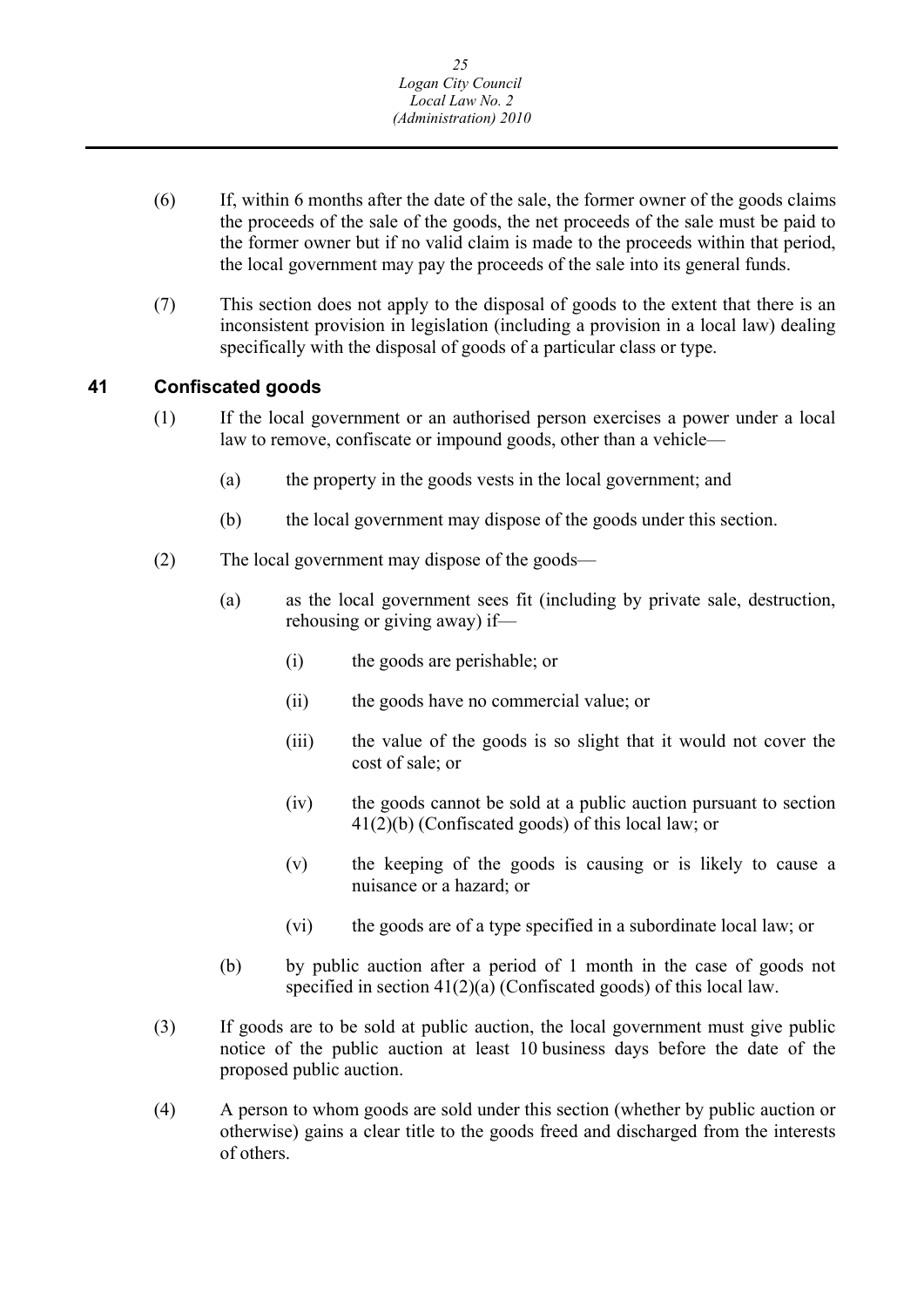(6) If, within 6 months after the date of the sale, the former owner of the goods claims the proceeds of the sale of the goods, the net proceeds of the sale must be paid to the former owner but if no valid claim is made to the proceeds within that period, the local government may pay the proceeds of the sale into its general funds.

(7) This section does not apply to the disposal of goods to the extent that there is an inconsistent provision in legislation (including a provision in a local law) dealing specifically with the disposal of goods of a particular class or type.

## 41 Confiscated goods

(1) If the local government or an authorised person exercises a power under a local law to remove, confiscate or impound goods, other than a vehicle—

  (a) the property in the goods vests in the local government; and

  (b) the local government may dispose of the goods under this section.

(2) The local government may dispose of the goods—

  (a) as the local government sees fit (including by private sale, destruction, rehousing or giving away) if—

    (i) the goods are perishable; or

    (ii) the goods have no commercial value; or

    (iii) the value of the goods is so slight that it would not cover the cost of sale; or

    (iv) the goods cannot be sold at a public auction pursuant to section 41(2)(b) (Confiscated goods) of this local law; or

    (v) the keeping of the goods is causing or is likely to cause a nuisance or a hazard; or

    (vi) the goods are of a type specified in a subordinate local law; or

  (b) by public auction after a period of 1 month in the case of goods not specified in section 41(2)(a) (Confiscated goods) of this local law.

(3) If goods are to be sold at public auction, the local government must give public notice of the public auction at least 10 business days before the date of the proposed public auction.

(4) A person to whom goods are sold under this section (whether by public auction or otherwise) gains a clear title to the goods freed and discharged from the interests of others.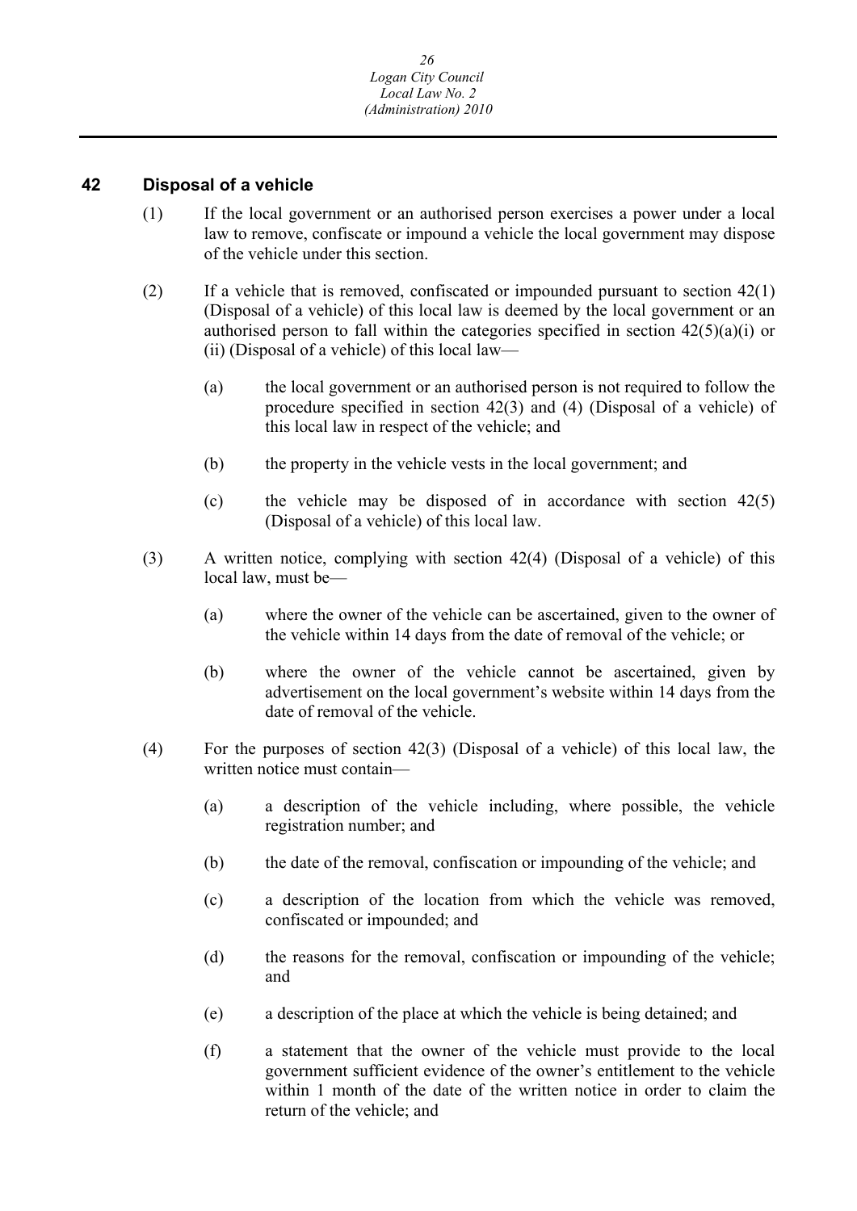## 42 Disposal of a vehicle

(1) If the local government or an authorised person exercises a power under a local law to remove, confiscate or impound a vehicle the local government may dispose of the vehicle under this section.

(2) If a vehicle that is removed, confiscated or impounded pursuant to section 42(1) (Disposal of a vehicle) of this local law is deemed by the local government or an authorised person to fall within the categories specified in section 42(5)(a)(i) or (ii) (Disposal of a vehicle) of this local law—

(a) the local government or an authorised person is not required to follow the procedure specified in section 42(3) and (4) (Disposal of a vehicle) of this local law in respect of the vehicle; and

(b) the property in the vehicle vests in the local government; and

(c) the vehicle may be disposed of in accordance with section 42(5) (Disposal of a vehicle) of this local law.

(3) A written notice, complying with section 42(4) (Disposal of a vehicle) of this local law, must be—

(a) where the owner of the vehicle can be ascertained, given to the owner of the vehicle within 14 days from the date of removal of the vehicle; or

(b) where the owner of the vehicle cannot be ascertained, given by advertisement on the local government's website within 14 days from the date of removal of the vehicle.

(4) For the purposes of section 42(3) (Disposal of a vehicle) of this local law, the written notice must contain—

(a) a description of the vehicle including, where possible, the vehicle registration number; and

(b) the date of the removal, confiscation or impounding of the vehicle; and

(c) a description of the location from which the vehicle was removed, confiscated or impounded; and

(d) the reasons for the removal, confiscation or impounding of the vehicle; and

(e) a description of the place at which the vehicle is being detained; and

(f) a statement that the owner of the vehicle must provide to the local government sufficient evidence of the owner's entitlement to the vehicle within 1 month of the date of the written notice in order to claim the return of the vehicle; and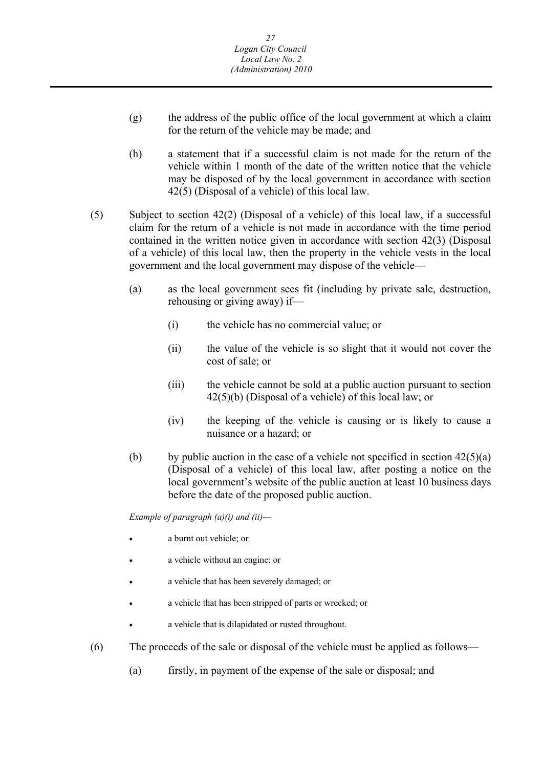(g) the address of the public office of the local government at which a claim for the return of the vehicle may be made; and

(h) a statement that if a successful claim is not made for the return of the vehicle within 1 month of the date of the written notice that the vehicle may be disposed of by the local government in accordance with section 42(5) (Disposal of a vehicle) of this local law.

(5) Subject to section 42(2) (Disposal of a vehicle) of this local law, if a successful claim for the return of a vehicle is not made in accordance with the time period contained in the written notice given in accordance with section 42(3) (Disposal of a vehicle) of this local law, then the property in the vehicle vests in the local government and the local government may dispose of the vehicle—

(a) as the local government sees fit (including by private sale, destruction, rehousing or giving away) if—

(i) the vehicle has no commercial value; or

(ii) the value of the vehicle is so slight that it would not cover the cost of sale; or

(iii) the vehicle cannot be sold at a public auction pursuant to section 42(5)(b) (Disposal of a vehicle) of this local law; or

(iv) the keeping of the vehicle is causing or is likely to cause a nuisance or a hazard; or

(b) by public auction in the case of a vehicle not specified in section 42(5)(a) (Disposal of a vehicle) of this local law, after posting a notice on the local government's website of the public auction at least 10 business days before the date of the proposed public auction.

*Example of paragraph (a)(i) and (ii)—*

- a burnt out vehicle; or
- a vehicle without an engine; or
- a vehicle that has been severely damaged; or
- a vehicle that has been stripped of parts or wrecked; or
- a vehicle that is dilapidated or rusted throughout.

(6) The proceeds of the sale or disposal of the vehicle must be applied as follows—

(a) firstly, in payment of the expense of the sale or disposal; and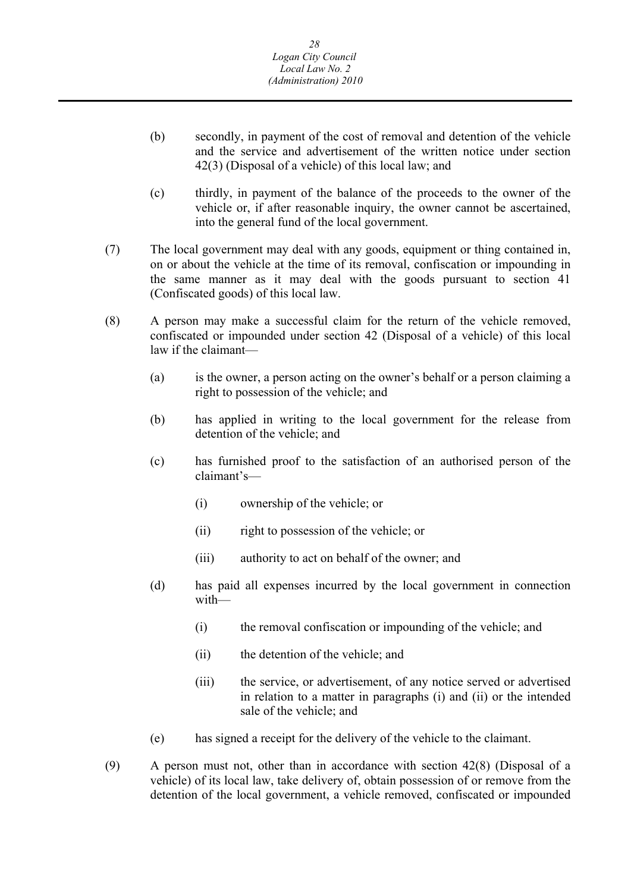(b) secondly, in payment of the cost of removal and detention of the vehicle and the service and advertisement of the written notice under section 42(3) (Disposal of a vehicle) of this local law; and

(c) thirdly, in payment of the balance of the proceeds to the owner of the vehicle or, if after reasonable inquiry, the owner cannot be ascertained, into the general fund of the local government.

(7) The local government may deal with any goods, equipment or thing contained in, on or about the vehicle at the time of its removal, confiscation or impounding in the same manner as it may deal with the goods pursuant to section 41 (Confiscated goods) of this local law.

(8) A person may make a successful claim for the return of the vehicle removed, confiscated or impounded under section 42 (Disposal of a vehicle) of this local law if the claimant—

(a) is the owner, a person acting on the owner's behalf or a person claiming a right to possession of the vehicle; and

(b) has applied in writing to the local government for the release from detention of the vehicle; and

(c) has furnished proof to the satisfaction of an authorised person of the claimant's—

(i) ownership of the vehicle; or

(ii) right to possession of the vehicle; or

(iii) authority to act on behalf of the owner; and

(d) has paid all expenses incurred by the local government in connection with—

(i) the removal confiscation or impounding of the vehicle; and

(ii) the detention of the vehicle; and

(iii) the service, or advertisement, of any notice served or advertised in relation to a matter in paragraphs (i) and (ii) or the intended sale of the vehicle; and

(e) has signed a receipt for the delivery of the vehicle to the claimant.

(9) A person must not, other than in accordance with section 42(8) (Disposal of a vehicle) of its local law, take delivery of, obtain possession of or remove from the detention of the local government, a vehicle removed, confiscated or impounded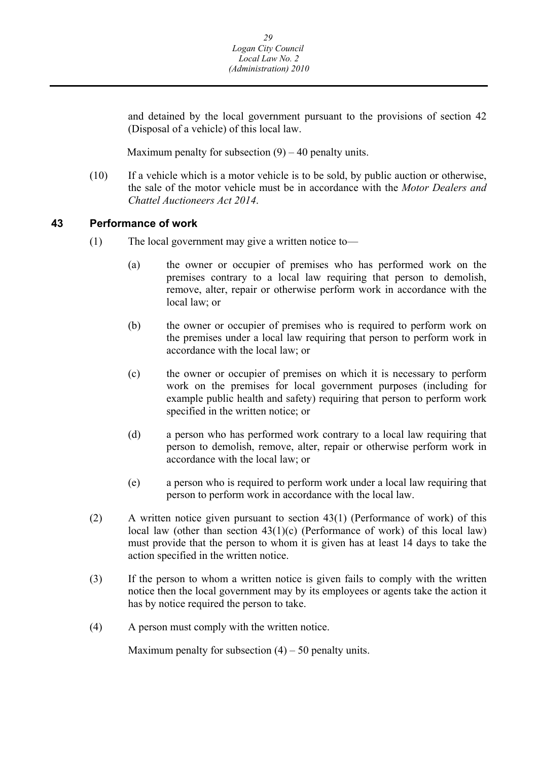and detained by the local government pursuant to the provisions of section 42 (Disposal of a vehicle) of this local law.

Maximum penalty for subsection (9) – 40 penalty units.

(10) If a vehicle which is a motor vehicle is to be sold, by public auction or otherwise, the sale of the motor vehicle must be in accordance with the *Motor Dealers and Chattel Auctioneers Act 2014*.

### 43 Performance of work

(1) The local government may give a written notice to—

(a) the owner or occupier of premises who has performed work on the premises contrary to a local law requiring that person to demolish, remove, alter, repair or otherwise perform work in accordance with the local law; or

(b) the owner or occupier of premises who is required to perform work on the premises under a local law requiring that person to perform work in accordance with the local law; or

(c) the owner or occupier of premises on which it is necessary to perform work on the premises for local government purposes (including for example public health and safety) requiring that person to perform work specified in the written notice; or

(d) a person who has performed work contrary to a local law requiring that person to demolish, remove, alter, repair or otherwise perform work in accordance with the local law; or

(e) a person who is required to perform work under a local law requiring that person to perform work in accordance with the local law.

(2) A written notice given pursuant to section 43(1) (Performance of work) of this local law (other than section 43(1)(c) (Performance of work) of this local law) must provide that the person to whom it is given has at least 14 days to take the action specified in the written notice.

(3) If the person to whom a written notice is given fails to comply with the written notice then the local government may by its employees or agents take the action it has by notice required the person to take.

(4) A person must comply with the written notice.

Maximum penalty for subsection (4) – 50 penalty units.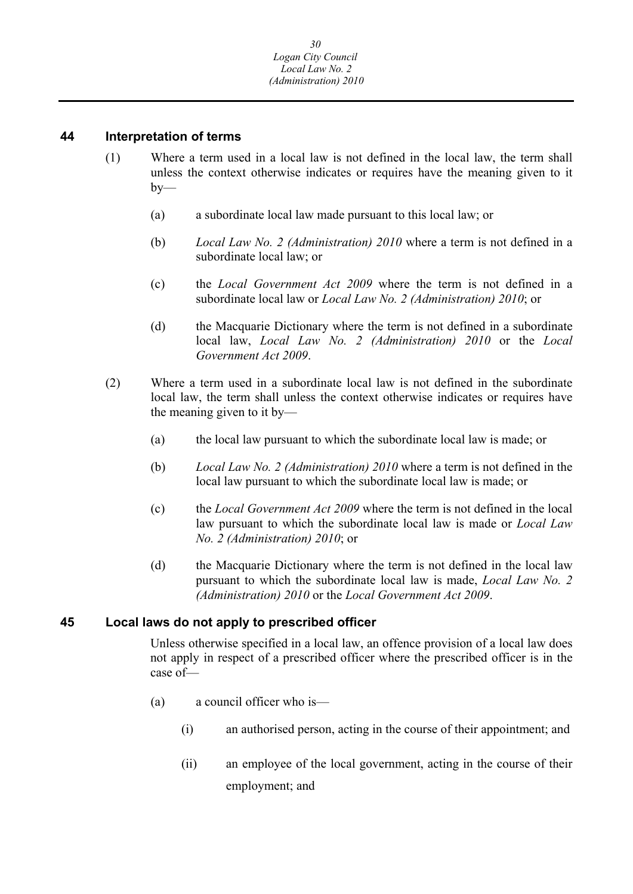## 44 Interpretation of terms

(1) Where a term used in a local law is not defined in the local law, the term shall unless the context otherwise indicates or requires have the meaning given to it by—

(a) a subordinate local law made pursuant to this local law; or

(b) *Local Law No. 2 (Administration) 2010* where a term is not defined in a subordinate local law; or

(c) the *Local Government Act 2009* where the term is not defined in a subordinate local law or *Local Law No. 2 (Administration) 2010*; or

(d) the Macquarie Dictionary where the term is not defined in a subordinate local law, *Local Law No. 2 (Administration) 2010* or the *Local Government Act 2009*.

(2) Where a term used in a subordinate local law is not defined in the subordinate local law, the term shall unless the context otherwise indicates or requires have the meaning given to it by—

(a) the local law pursuant to which the subordinate local law is made; or

(b) *Local Law No. 2 (Administration) 2010* where a term is not defined in the local law pursuant to which the subordinate local law is made; or

(c) the *Local Government Act 2009* where the term is not defined in the local law pursuant to which the subordinate local law is made or *Local Law No. 2 (Administration) 2010*; or

(d) the Macquarie Dictionary where the term is not defined in the local law pursuant to which the subordinate local law is made, *Local Law No. 2 (Administration) 2010* or the *Local Government Act 2009*.

## 45 Local laws do not apply to prescribed officer

Unless otherwise specified in a local law, an offence provision of a local law does not apply in respect of a prescribed officer where the prescribed officer is in the case of—

(a) a council officer who is—

(i) an authorised person, acting in the course of their appointment; and

(ii) an employee of the local government, acting in the course of their employment; and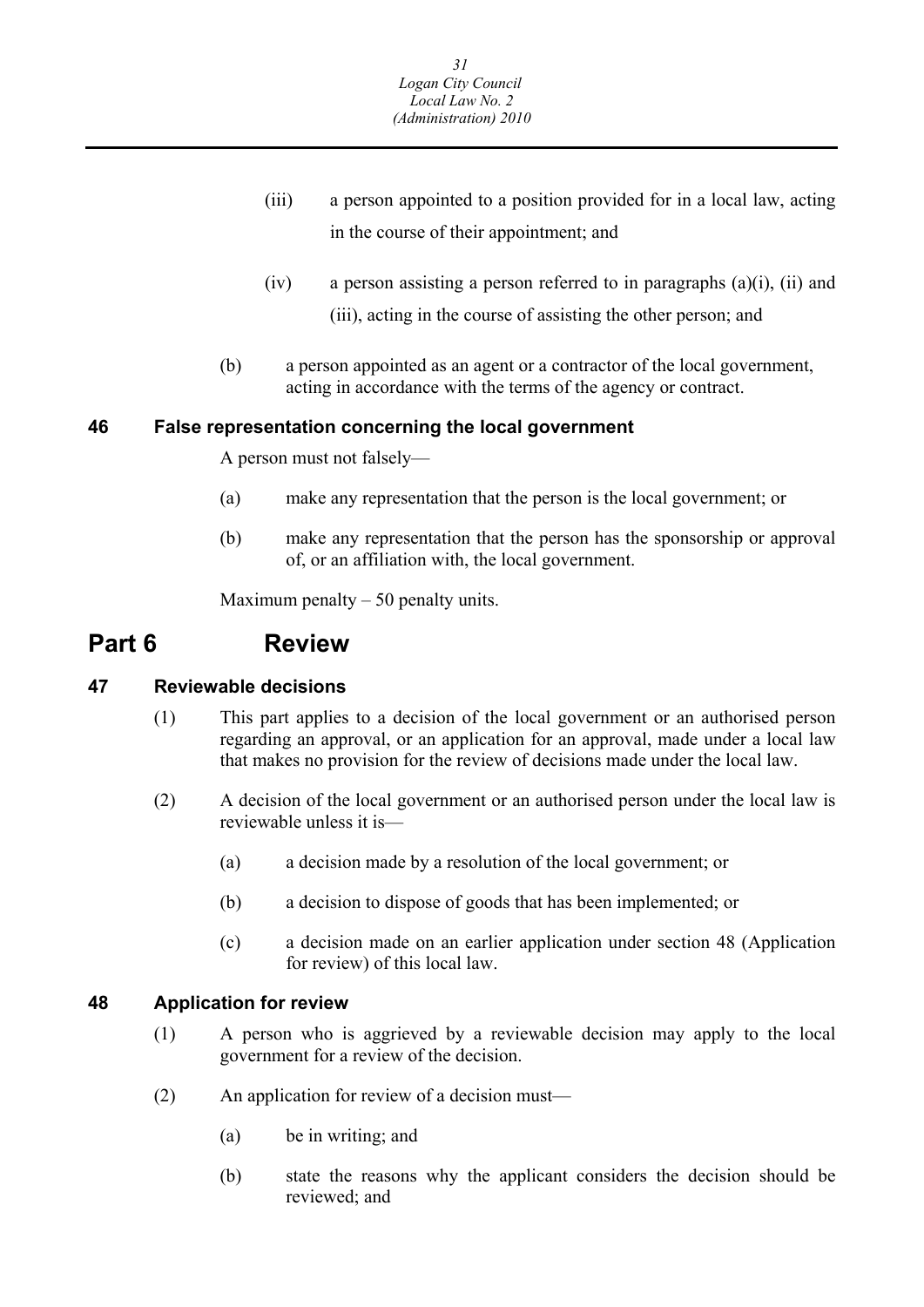(iii) a person appointed to a position provided for in a local law, acting in the course of their appointment; and

(iv) a person assisting a person referred to in paragraphs (a)(i), (ii) and (iii), acting in the course of assisting the other person; and

(b) a person appointed as an agent or a contractor of the local government, acting in accordance with the terms of the agency or contract.

### 46 False representation concerning the local government

A person must not falsely—

(a) make any representation that the person is the local government; or

(b) make any representation that the person has the sponsorship or approval of, or an affiliation with, the local government.

Maximum penalty – 50 penalty units.

## Part 6 Review

### 47 Reviewable decisions

(1) This part applies to a decision of the local government or an authorised person regarding an approval, or an application for an approval, made under a local law that makes no provision for the review of decisions made under the local law.

(2) A decision of the local government or an authorised person under the local law is reviewable unless it is—

(a) a decision made by a resolution of the local government; or

(b) a decision to dispose of goods that has been implemented; or

(c) a decision made on an earlier application under section 48 (Application for review) of this local law.

### 48 Application for review

(1) A person who is aggrieved by a reviewable decision may apply to the local government for a review of the decision.

(2) An application for review of a decision must—

(a) be in writing; and

(b) state the reasons why the applicant considers the decision should be reviewed; and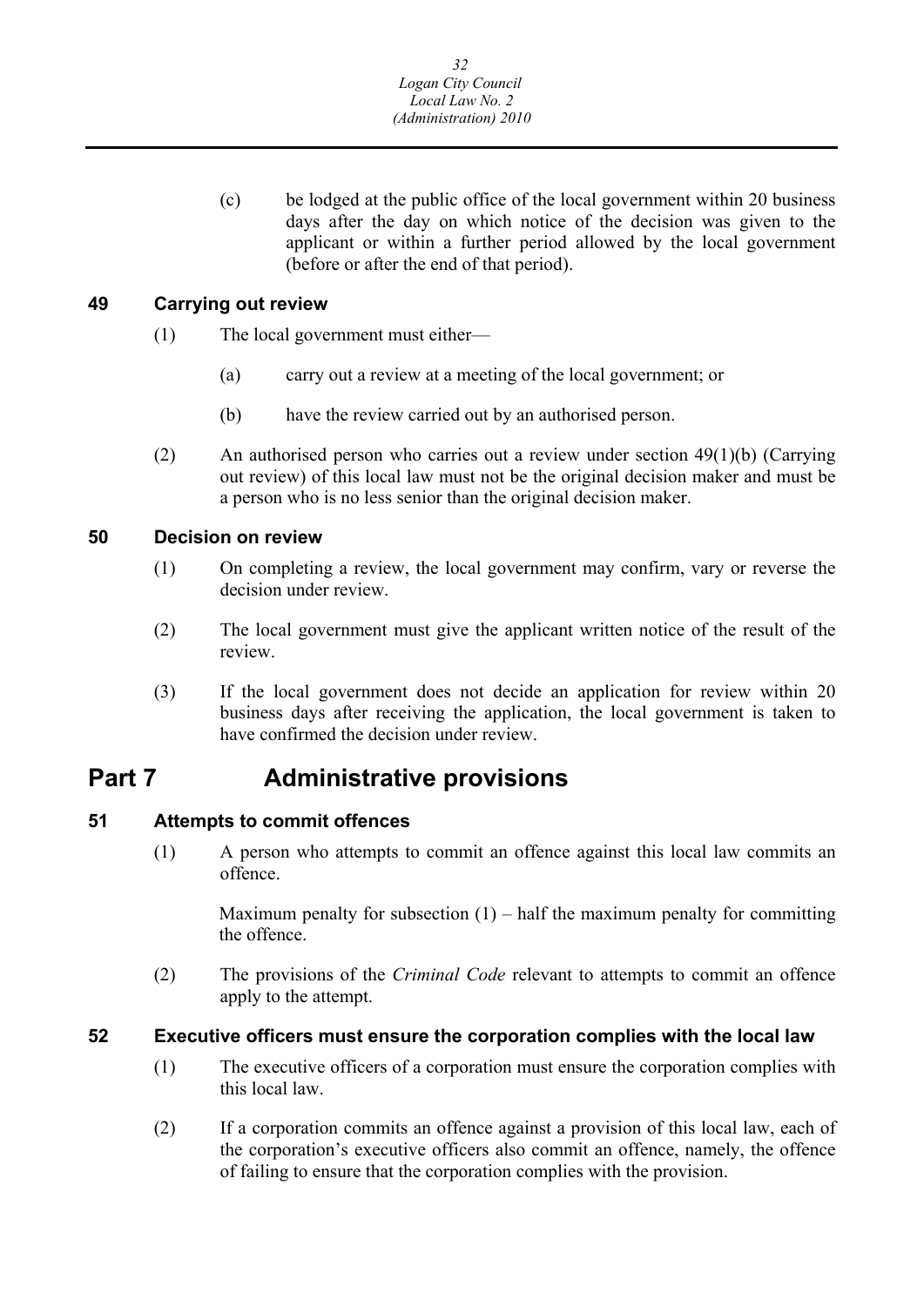(c) be lodged at the public office of the local government within 20 business days after the day on which notice of the decision was given to the applicant or within a further period allowed by the local government (before or after the end of that period).

### 49 Carrying out review

(1) The local government must either—

(a) carry out a review at a meeting of the local government; or

(b) have the review carried out by an authorised person.

(2) An authorised person who carries out a review under section 49(1)(b) (Carrying out review) of this local law must not be the original decision maker and must be a person who is no less senior than the original decision maker.

### 50 Decision on review

(1) On completing a review, the local government may confirm, vary or reverse the decision under review.

(2) The local government must give the applicant written notice of the result of the review.

(3) If the local government does not decide an application for review within 20 business days after receiving the application, the local government is taken to have confirmed the decision under review.

## Part 7 Administrative provisions

### 51 Attempts to commit offences

(1) A person who attempts to commit an offence against this local law commits an offence.

Maximum penalty for subsection (1) – half the maximum penalty for committing the offence.

(2) The provisions of the *Criminal Code* relevant to attempts to commit an offence apply to the attempt.

### 52 Executive officers must ensure the corporation complies with the local law

(1) The executive officers of a corporation must ensure the corporation complies with this local law.

(2) If a corporation commits an offence against a provision of this local law, each of the corporation's executive officers also commit an offence, namely, the offence of failing to ensure that the corporation complies with the provision.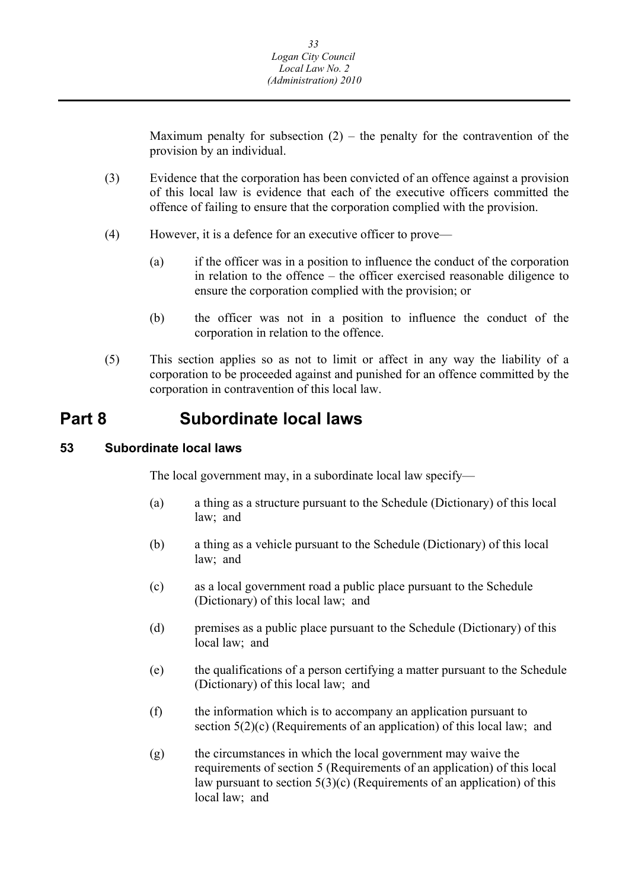Maximum penalty for subsection (2) – the penalty for the contravention of the provision by an individual.

(3) Evidence that the corporation has been convicted of an offence against a provision of this local law is evidence that each of the executive officers committed the offence of failing to ensure that the corporation complied with the provision.

(4) However, it is a defence for an executive officer to prove—

(a) if the officer was in a position to influence the conduct of the corporation in relation to the offence – the officer exercised reasonable diligence to ensure the corporation complied with the provision; or

(b) the officer was not in a position to influence the conduct of the corporation in relation to the offence.

(5) This section applies so as not to limit or affect in any way the liability of a corporation to be proceeded against and punished for an offence committed by the corporation in contravention of this local law.

# Part 8 Subordinate local laws

### 53 Subordinate local laws

The local government may, in a subordinate local law specify—

(a) a thing as a structure pursuant to the Schedule (Dictionary) of this local law; and

(b) a thing as a vehicle pursuant to the Schedule (Dictionary) of this local law; and

(c) as a local government road a public place pursuant to the Schedule (Dictionary) of this local law; and

(d) premises as a public place pursuant to the Schedule (Dictionary) of this local law; and

(e) the qualifications of a person certifying a matter pursuant to the Schedule (Dictionary) of this local law; and

(f) the information which is to accompany an application pursuant to section 5(2)(c) (Requirements of an application) of this local law; and

(g) the circumstances in which the local government may waive the requirements of section 5 (Requirements of an application) of this local law pursuant to section 5(3)(c) (Requirements of an application) of this local law; and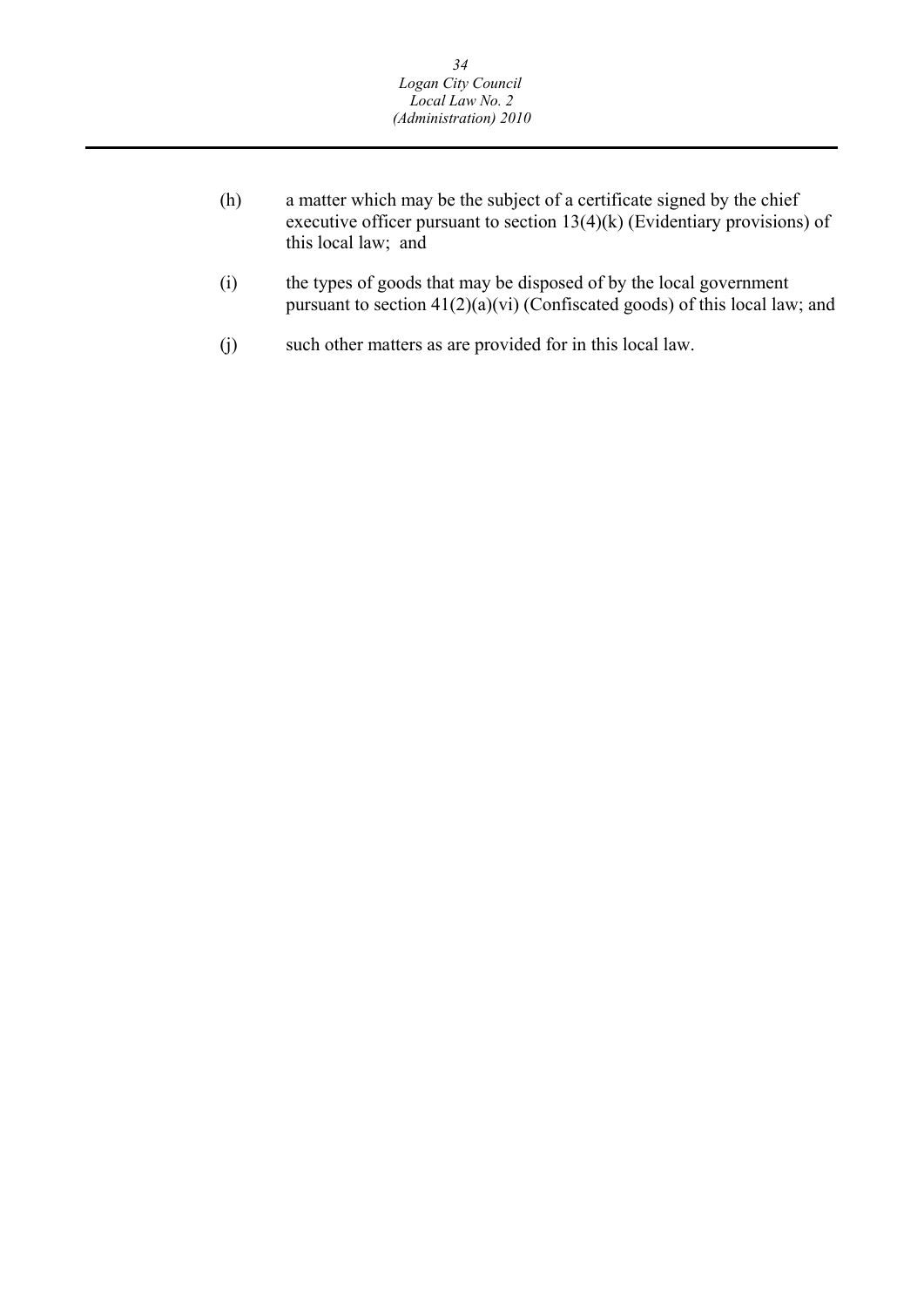(h) a matter which may be the subject of a certificate signed by the chief executive officer pursuant to section 13(4)(k) (Evidentiary provisions) of this local law; and

(i) the types of goods that may be disposed of by the local government pursuant to section 41(2)(a)(vi) (Confiscated goods) of this local law; and

(j) such other matters as are provided for in this local law.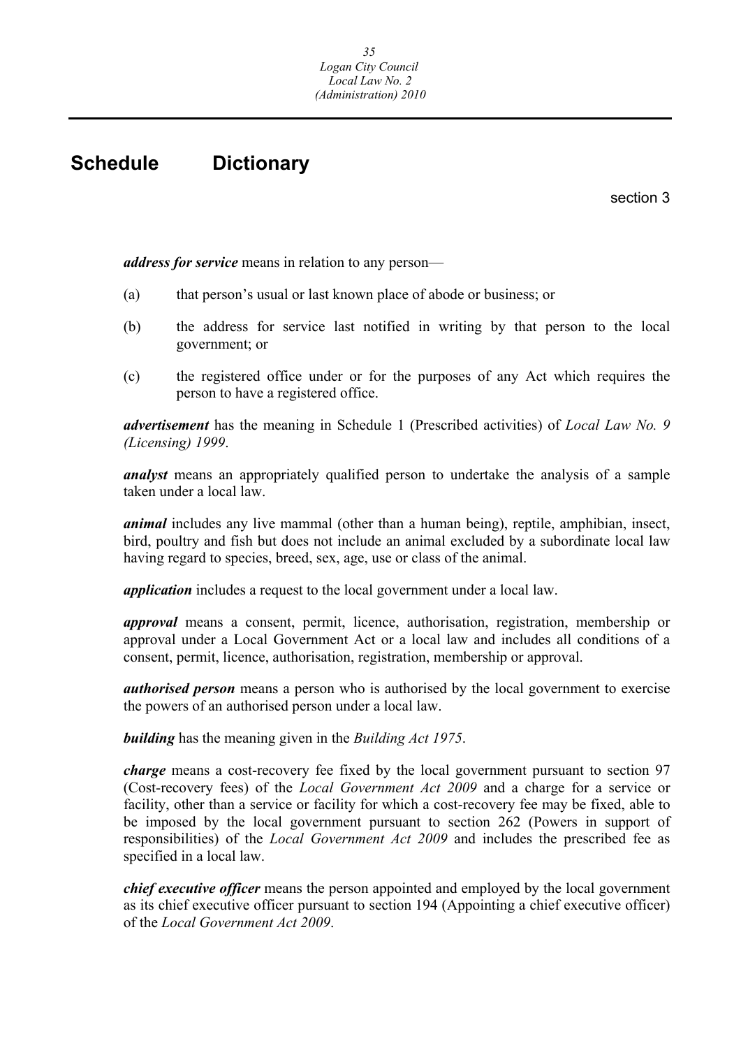# Schedule Dictionary

section 3

***address for service*** means in relation to any person—

(a) that person's usual or last known place of abode or business; or

(b) the address for service last notified in writing by that person to the local government; or

(c) the registered office under or for the purposes of any Act which requires the person to have a registered office.

***advertisement*** has the meaning in Schedule 1 (Prescribed activities) of *Local Law No. 9 (Licensing) 1999*.

***analyst*** means an appropriately qualified person to undertake the analysis of a sample taken under a local law.

***animal*** includes any live mammal (other than a human being), reptile, amphibian, insect, bird, poultry and fish but does not include an animal excluded by a subordinate local law having regard to species, breed, sex, age, use or class of the animal.

***application*** includes a request to the local government under a local law.

***approval*** means a consent, permit, licence, authorisation, registration, membership or approval under a Local Government Act or a local law and includes all conditions of a consent, permit, licence, authorisation, registration, membership or approval.

***authorised person*** means a person who is authorised by the local government to exercise the powers of an authorised person under a local law.

***building*** has the meaning given in the *Building Act 1975*.

***charge*** means a cost-recovery fee fixed by the local government pursuant to section 97 (Cost-recovery fees) of the *Local Government Act 2009* and a charge for a service or facility, other than a service or facility for which a cost-recovery fee may be fixed, able to be imposed by the local government pursuant to section 262 (Powers in support of responsibilities) of the *Local Government Act 2009* and includes the prescribed fee as specified in a local law.

***chief executive officer*** means the person appointed and employed by the local government as its chief executive officer pursuant to section 194 (Appointing a chief executive officer) of the *Local Government Act 2009*.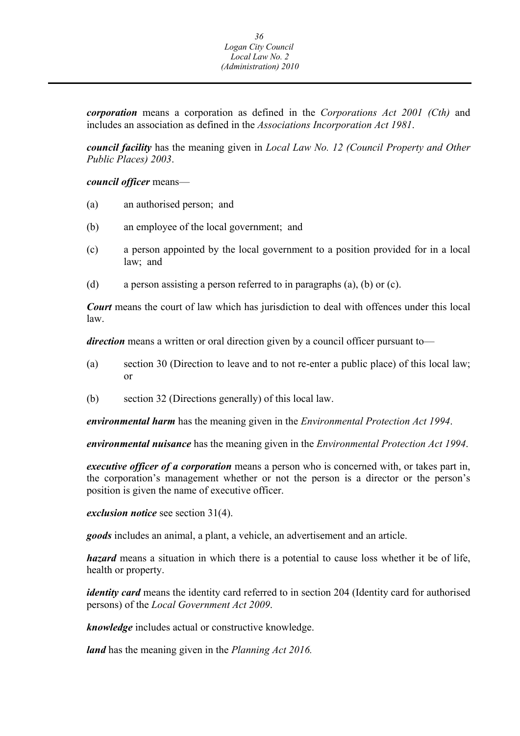***corporation*** means a corporation as defined in the *Corporations Act 2001 (Cth)* and includes an association as defined in the *Associations Incorporation Act 1981*.

***council facility*** has the meaning given in *Local Law No. 12 (Council Property and Other Public Places) 2003*.

***council officer*** means—

(a) an authorised person; and

(b) an employee of the local government; and

(c) a person appointed by the local government to a position provided for in a local law; and

(d) a person assisting a person referred to in paragraphs (a), (b) or (c).

***Court*** means the court of law which has jurisdiction to deal with offences under this local law.

***direction*** means a written or oral direction given by a council officer pursuant to—

(a) section 30 (Direction to leave and to not re-enter a public place) of this local law; or

(b) section 32 (Directions generally) of this local law.

***environmental harm*** has the meaning given in the *Environmental Protection Act 1994*.

***environmental nuisance*** has the meaning given in the *Environmental Protection Act 1994*.

***executive officer of a corporation*** means a person who is concerned with, or takes part in, the corporation's management whether or not the person is a director or the person's position is given the name of executive officer.

***exclusion notice*** see section 31(4).

***goods*** includes an animal, a plant, a vehicle, an advertisement and an article.

***hazard*** means a situation in which there is a potential to cause loss whether it be of life, health or property.

***identity card*** means the identity card referred to in section 204 (Identity card for authorised persons) of the *Local Government Act 2009*.

***knowledge*** includes actual or constructive knowledge.

***land*** has the meaning given in the *Planning Act 2016.*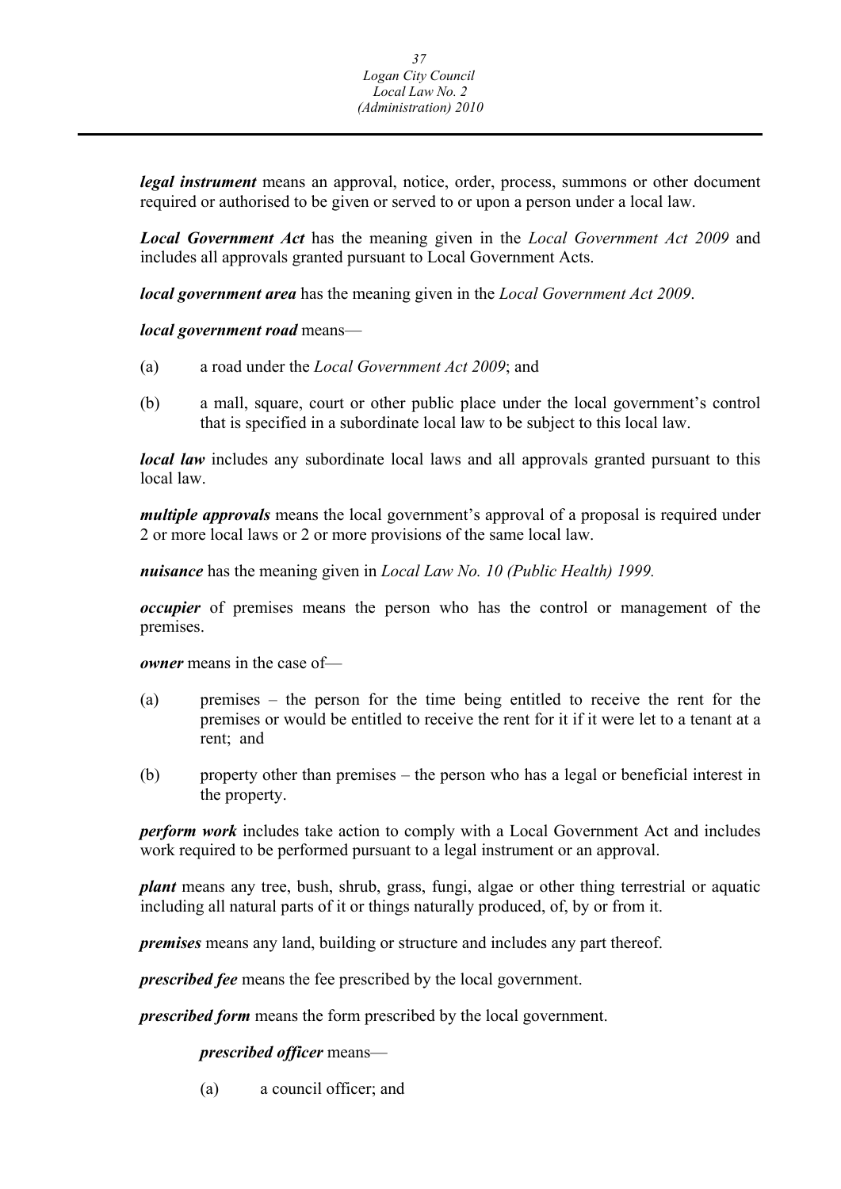***legal instrument*** means an approval, notice, order, process, summons or other document required or authorised to be given or served to or upon a person under a local law.

***Local Government Act*** has the meaning given in the *Local Government Act 2009* and includes all approvals granted pursuant to Local Government Acts.

***local government area*** has the meaning given in the *Local Government Act 2009*.

***local government road*** means—

(a) a road under the *Local Government Act 2009*; and

(b) a mall, square, court or other public place under the local government's control that is specified in a subordinate local law to be subject to this local law.

***local law*** includes any subordinate local laws and all approvals granted pursuant to this local law.

***multiple approvals*** means the local government's approval of a proposal is required under 2 or more local laws or 2 or more provisions of the same local law.

***nuisance*** has the meaning given in *Local Law No. 10 (Public Health) 1999.*

***occupier*** of premises means the person who has the control or management of the premises.

***owner*** means in the case of—

(a) premises – the person for the time being entitled to receive the rent for the premises or would be entitled to receive the rent for it if it were let to a tenant at a rent; and

(b) property other than premises – the person who has a legal or beneficial interest in the property.

***perform work*** includes take action to comply with a Local Government Act and includes work required to be performed pursuant to a legal instrument or an approval.

***plant*** means any tree, bush, shrub, grass, fungi, algae or other thing terrestrial or aquatic including all natural parts of it or things naturally produced, of, by or from it.

***premises*** means any land, building or structure and includes any part thereof.

***prescribed fee*** means the fee prescribed by the local government.

***prescribed form*** means the form prescribed by the local government.

***prescribed officer*** means—

(a) a council officer; and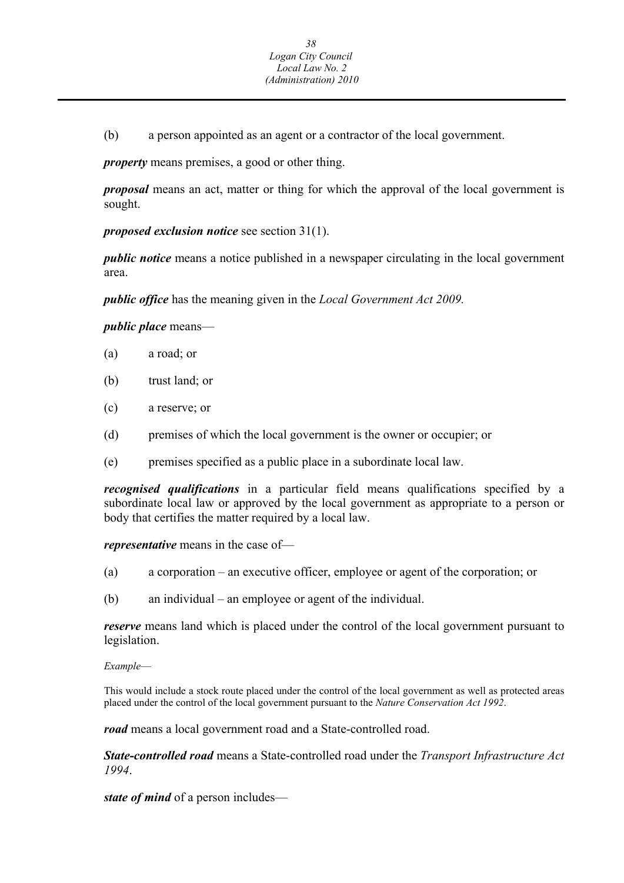(b) a person appointed as an agent or a contractor of the local government.

***property*** means premises, a good or other thing.

***proposal*** means an act, matter or thing for which the approval of the local government is sought.

***proposed exclusion notice*** see section 31(1).

***public notice*** means a notice published in a newspaper circulating in the local government area.

***public office*** has the meaning given in the *Local Government Act 2009.*

***public place*** means—

(a) a road; or

(b) trust land; or

(c) a reserve; or

(d) premises of which the local government is the owner or occupier; or

(e) premises specified as a public place in a subordinate local law.

***recognised qualifications*** in a particular field means qualifications specified by a subordinate local law or approved by the local government as appropriate to a person or body that certifies the matter required by a local law.

***representative*** means in the case of—

(a) a corporation – an executive officer, employee or agent of the corporation; or

(b) an individual – an employee or agent of the individual.

***reserve*** means land which is placed under the control of the local government pursuant to legislation.

*Example*—

This would include a stock route placed under the control of the local government as well as protected areas placed under the control of the local government pursuant to the *Nature Conservation Act 1992*.

***road*** means a local government road and a State-controlled road.

***State-controlled road*** means a State-controlled road under the *Transport Infrastructure Act 1994*.

***state of mind*** of a person includes—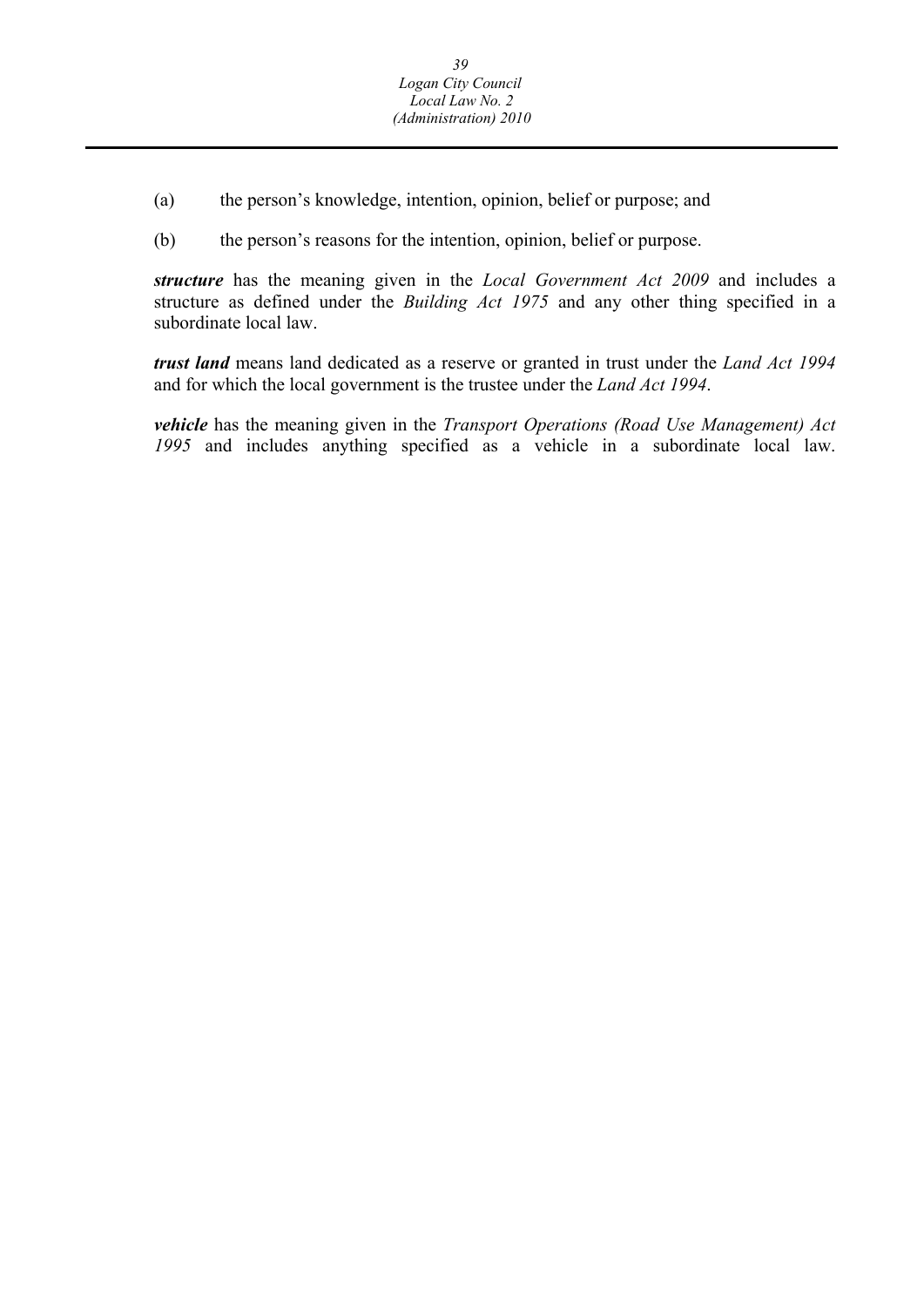(a) the person’s knowledge, intention, opinion, belief or purpose; and

(b) the person’s reasons for the intention, opinion, belief or purpose.

***structure*** has the meaning given in the *Local Government Act 2009* and includes a structure as defined under the *Building Act 1975* and any other thing specified in a subordinate local law.

***trust land*** means land dedicated as a reserve or granted in trust under the *Land Act 1994* and for which the local government is the trustee under the *Land Act 1994*.

***vehicle*** has the meaning given in the *Transport Operations (Road Use Management) Act 1995* and includes anything specified as a vehicle in a subordinate local law.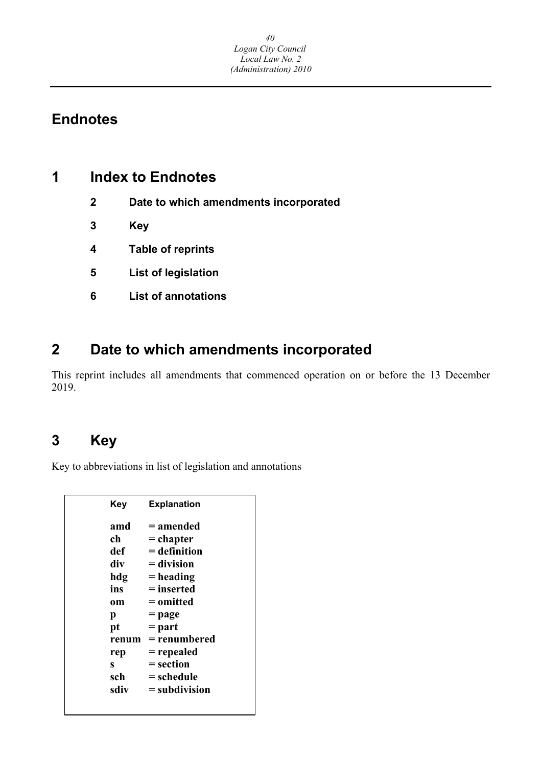# Endnotes

## 1 Index to Endnotes

- **2** **Date to which amendments incorporated**
- **3** **Key**
- **4** **Table of reprints**
- **5** **List of legislation**
- **6** **List of annotations**

## 2 Date to which amendments incorporated

This reprint includes all amendments that commenced operation on or before the 13 December 2019.

## 3 Key

Key to abbreviations in list of legislation and annotations

| Key | Explanation |
|---|---|
| **amd** | **= amended** |
| **ch** | **= chapter** |
| **def** | **= definition** |
| **div** | **= division** |
| **hdg** | **= heading** |
| **ins** | **= inserted** |
| **om** | **= omitted** |
| **p** | **= page** |
| **pt** | **= part** |
| **renum** | **= renumbered** |
| **rep** | **= repealed** |
| **s** | **= section** |
| **sch** | **= schedule** |
| **sdiv** | **= subdivision** |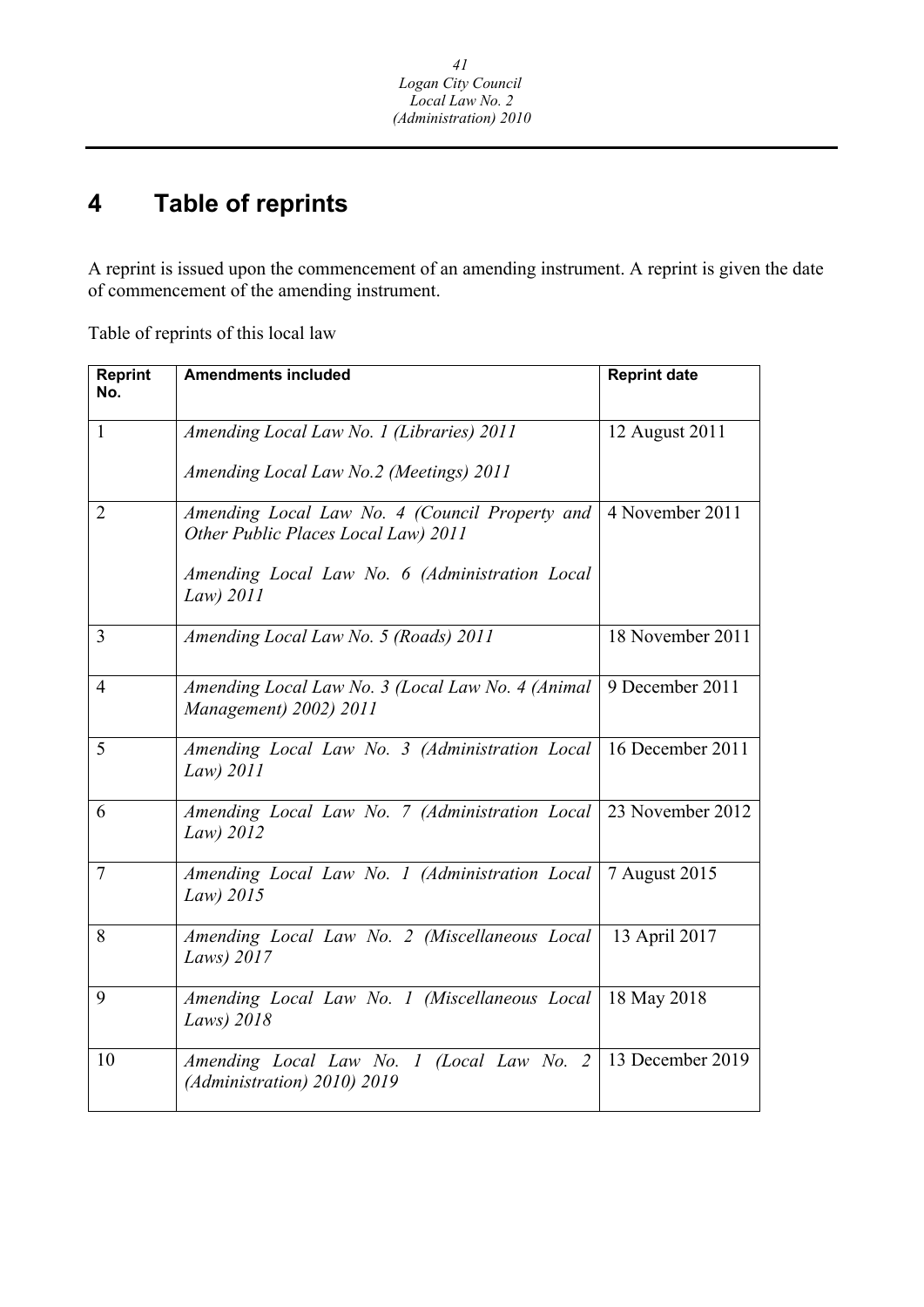# 4 Table of reprints

A reprint is issued upon the commencement of an amending instrument. A reprint is given the date of commencement of the amending instrument.

Table of reprints of this local law

| Reprint No. | Amendments included | Reprint date |
|---|---|---|
| 1 | *Amending Local Law No. 1 (Libraries) 2011*<br><br>*Amending Local Law No.2 (Meetings) 2011* | 12 August 2011 |
| 2 | *Amending Local Law No. 4 (Council Property and Other Public Places Local Law) 2011*<br><br>*Amending Local Law No. 6 (Administration Local Law) 2011* | 4 November 2011 |
| 3 | *Amending Local Law No. 5 (Roads) 2011* | 18 November 2011 |
| 4 | *Amending Local Law No. 3 (Local Law No. 4 (Animal Management) 2002) 2011* | 9 December 2011 |
| 5 | *Amending Local Law No. 3 (Administration Local Law) 2011* | 16 December 2011 |
| 6 | *Amending Local Law No. 7 (Administration Local Law) 2012* | 23 November 2012 |
| 7 | *Amending Local Law No. 1 (Administration Local Law) 2015* | 7 August 2015 |
| 8 | *Amending Local Law No. 2 (Miscellaneous Local Laws) 2017* | 13 April 2017 |
| 9 | *Amending Local Law No. 1 (Miscellaneous Local Laws) 2018* | 18 May 2018 |
| 10 | *Amending Local Law No. 1 (Local Law No. 2 (Administration) 2010) 2019* | 13 December 2019 |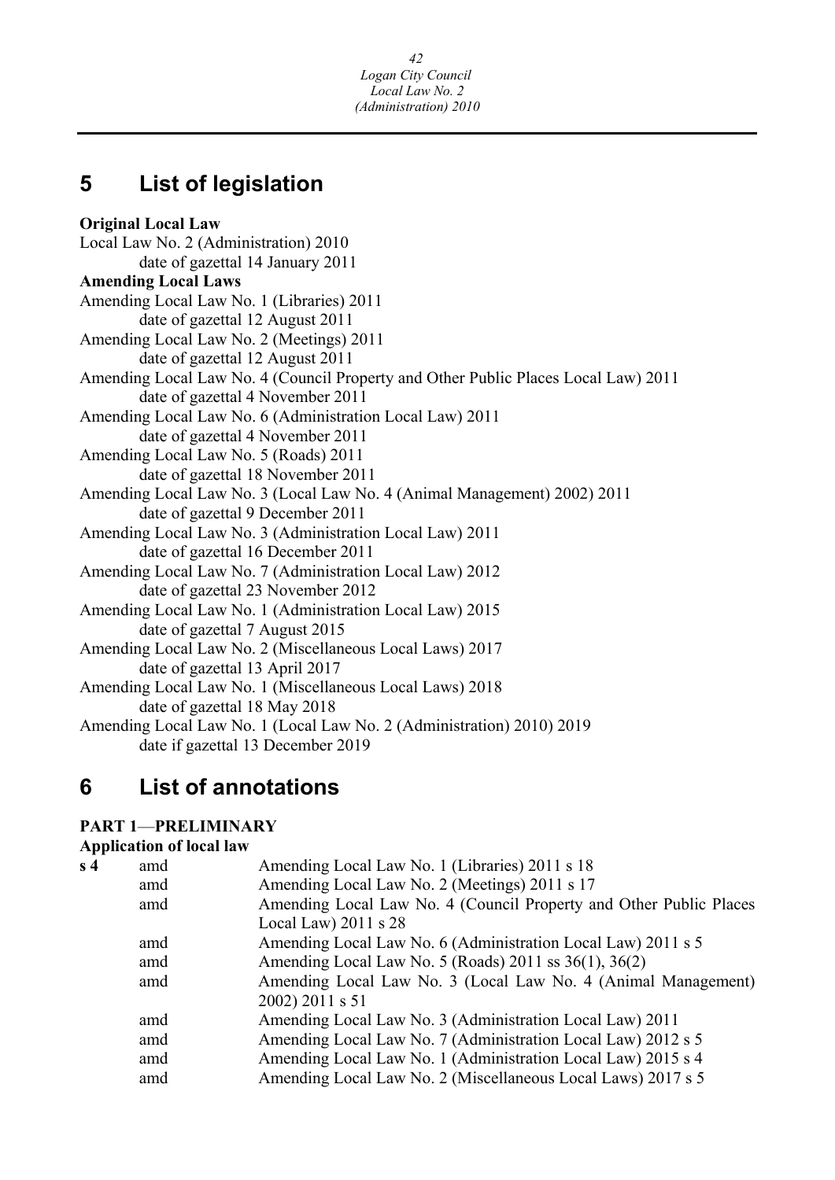## 5 List of legislation

**Original Local Law**

Local Law No. 2 (Administration) 2010
 date of gazettal 14 January 2011

**Amending Local Laws**

Amending Local Law No. 1 (Libraries) 2011
 date of gazettal 12 August 2011

Amending Local Law No. 2 (Meetings) 2011
 date of gazettal 12 August 2011

Amending Local Law No. 4 (Council Property and Other Public Places Local Law) 2011
 date of gazettal 4 November 2011

Amending Local Law No. 6 (Administration Local Law) 2011
 date of gazettal 4 November 2011

Amending Local Law No. 5 (Roads) 2011
 date of gazettal 18 November 2011

Amending Local Law No. 3 (Local Law No. 4 (Animal Management) 2002) 2011
 date of gazettal 9 December 2011

Amending Local Law No. 3 (Administration Local Law) 2011
 date of gazettal 16 December 2011

Amending Local Law No. 7 (Administration Local Law) 2012
 date of gazettal 23 November 2012

Amending Local Law No. 1 (Administration Local Law) 2015
 date of gazettal 7 August 2015

Amending Local Law No. 2 (Miscellaneous Local Laws) 2017
 date of gazettal 13 April 2017

Amending Local Law No. 1 (Miscellaneous Local Laws) 2018
 date of gazettal 18 May 2018

Amending Local Law No. 1 (Local Law No. 2 (Administration) 2010) 2019
 date if gazettal 13 December 2019

## 6 List of annotations

**PART 1—PRELIMINARY**

**Application of local law**

| | | |
|---|---|---|
| **s 4** | amd | Amending Local Law No. 1 (Libraries) 2011 s 18 |
| | amd | Amending Local Law No. 2 (Meetings) 2011 s 17 |
| | amd | Amending Local Law No. 4 (Council Property and Other Public Places Local Law) 2011 s 28 |
| | amd | Amending Local Law No. 6 (Administration Local Law) 2011 s 5 |
| | amd | Amending Local Law No. 5 (Roads) 2011 ss 36(1), 36(2) |
| | amd | Amending Local Law No. 3 (Local Law No. 4 (Animal Management) 2002) 2011 s 51 |
| | amd | Amending Local Law No. 3 (Administration Local Law) 2011 |
| | amd | Amending Local Law No. 7 (Administration Local Law) 2012 s 5 |
| | amd | Amending Local Law No. 1 (Administration Local Law) 2015 s 4 |
| | amd | Amending Local Law No. 2 (Miscellaneous Local Laws) 2017 s 5 |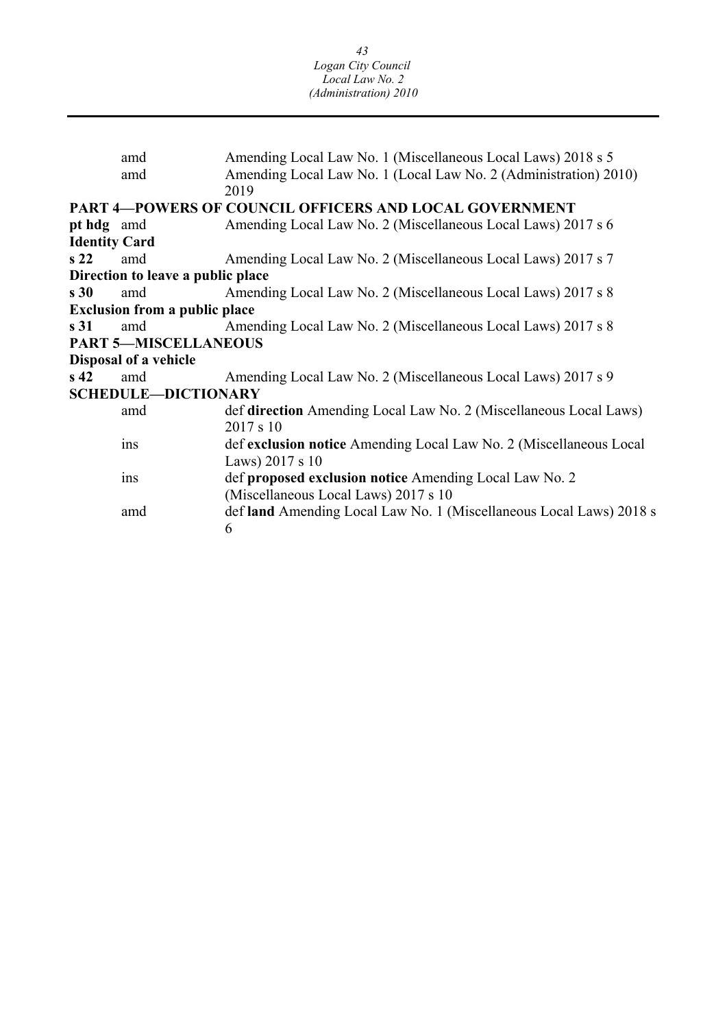| | | |
|---|---|---|
| | amd | Amending Local Law No. 1 (Miscellaneous Local Laws) 2018 s 5 |
| | amd | Amending Local Law No. 1 (Local Law No. 2 (Administration) 2010) 2019 |

**PART 4—POWERS OF COUNCIL OFFICERS AND LOCAL GOVERNMENT**

| | | |
|---|---|---|
| **pt hdg** | amd | Amending Local Law No. 2 (Miscellaneous Local Laws) 2017 s 6 |

**Identity Card**

| | | |
|---|---|---|
| **s 22** | amd | Amending Local Law No. 2 (Miscellaneous Local Laws) 2017 s 7 |

**Direction to leave a public place**

| | | |
|---|---|---|
| **s 30** | amd | Amending Local Law No. 2 (Miscellaneous Local Laws) 2017 s 8 |

**Exclusion from a public place**

| | | |
|---|---|---|
| **s 31** | amd | Amending Local Law No. 2 (Miscellaneous Local Laws) 2017 s 8 |

**PART 5—MISCELLANEOUS**

**Disposal of a vehicle**

| | | |
|---|---|---|
| **s 42** | amd | Amending Local Law No. 2 (Miscellaneous Local Laws) 2017 s 9 |

**SCHEDULE—DICTIONARY**

| | | |
|---|---|---|
| | amd | def **direction** Amending Local Law No. 2 (Miscellaneous Local Laws) 2017 s 10 |
| | ins | def **exclusion notice** Amending Local Law No. 2 (Miscellaneous Local Laws) 2017 s 10 |
| | ins | def **proposed exclusion notice** Amending Local Law No. 2 (Miscellaneous Local Laws) 2017 s 10 |
| | amd | def **land** Amending Local Law No. 1 (Miscellaneous Local Laws) 2018 s 6 |